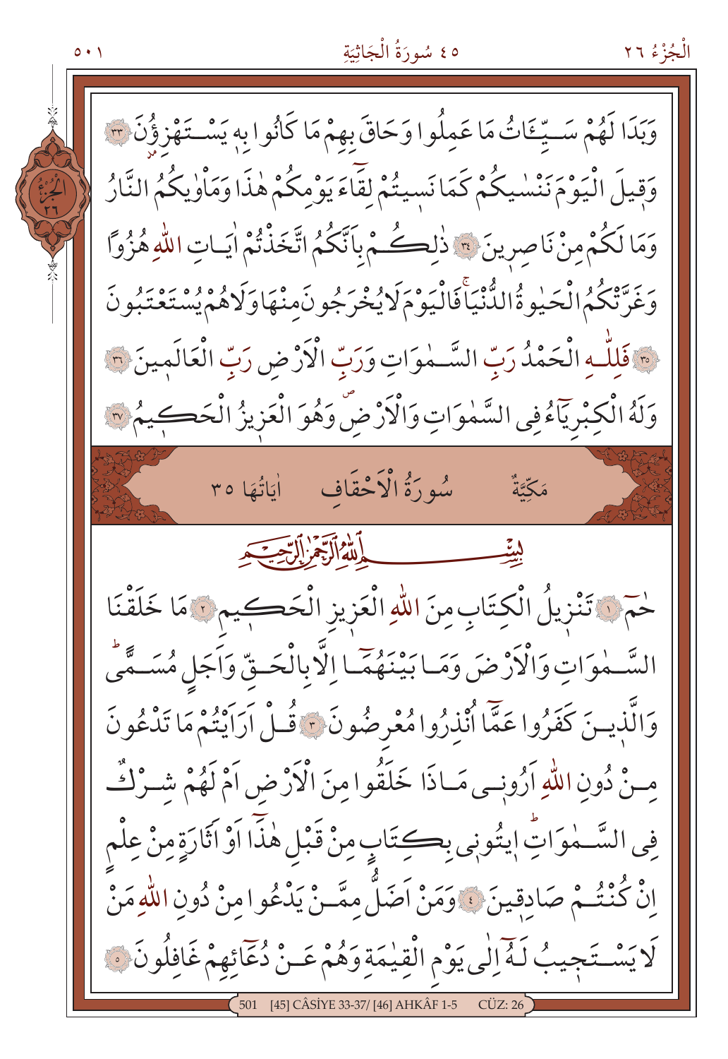وَبَدَا لَهُمْ سَيِّـَٔاتُ مَا عَمِلُوا وَحَاقَ بِهِمْ مَا كَانُوا بِهِ يَسْتَهْزِؤُنَ ﴿٣٣﴾ وَقِيلَ الْيَوْمَ نَنْسٰيكُمْ كَمَا نَسِيتُمْ لِقَاۤءَ يَوْمِكُمْ هٰذَا وَمَاْوٰيكُمُ النَّارُ وَمَا لَكُمْ مِنْ نَاصِرِينَ ﴿٣٤﴾ ذٰلِكُمْ بِاَنَّكُمُ اتَّخَذْتُمْ اٰيَاتِ اللّٰهِ هُزُوًا وَغَرَّتْكُمُ الْحَيٰوةُ الدُّنْيَاۚ فَالْيَوْمَ لَا يُخْرَجُونَ مِنْهَا وَلَا هُمْ يُسْتَعْتَبُونَ ﴿٣٥﴾ فَلِلّٰهِ الْحَمْدُ رَبِّ السَّمٰوَاتِ وَرَبِّ الْاَرْضِ رَبِّ الْعَالَمِينَ ﴿٣٦﴾ وَلَهُ الْكِبْرِيَاۤءُ فِي السَّمٰوَاتِ وَالْاَرْضِۖ وَهُوَ الْعَزِيزُ الْحَكِيمُ ﴿٣٧﴾

## سُورَةُ الْاَحْقَافِ — مَكِّيَّةٌ — اٰيَاتُهَا ٣٥

بِسْمِ اللّٰهِ الرَّحْمٰنِ الرَّحِيمِ

حٰمٓ ﴿١﴾ تَنْزِيلُ الْكِتَابِ مِنَ اللّٰهِ الْعَزِيزِ الْحَكِيمِ ﴿٢﴾ مَا خَلَقْنَا السَّمٰوَاتِ وَالْاَرْضَ وَمَا بَيْنَهُمَاۤ اِلَّا بِالْحَقِّ وَاَجَلٍ مُسَمًّىۜ وَالَّذِينَ كَفَرُوا عَمَّاۤ اُنْذِرُوا مُعْرِضُونَ ﴿٣﴾ قُلْ اَرَاَيْتُمْ مَا تَدْعُونَ مِنْ دُونِ اللّٰهِ اَرُونِي مَاذَا خَلَقُوا مِنَ الْاَرْضِ اَمْ لَهُمْ شِرْكٌ فِي السَّمٰوَاتِۜ اِيتُونِي بِكِتَابٍ مِنْ قَبْلِ هٰذَاۤ اَوْ اَثَارَةٍ مِنْ عِلْمٍ اِنْ كُنْتُمْ صَادِقِينَ ﴿٤﴾ وَمَنْ اَضَلُّ مِمَّنْ يَدْعُوا مِنْ دُونِ اللّٰهِ مَنْ لَا يَسْتَجِيبُ لَهُۤ اِلٰى يَوْمِ الْقِيٰمَةِ وَهُمْ عَنْ دُعَاۤئِهِمْ غَافِلُونَ ﴿٥﴾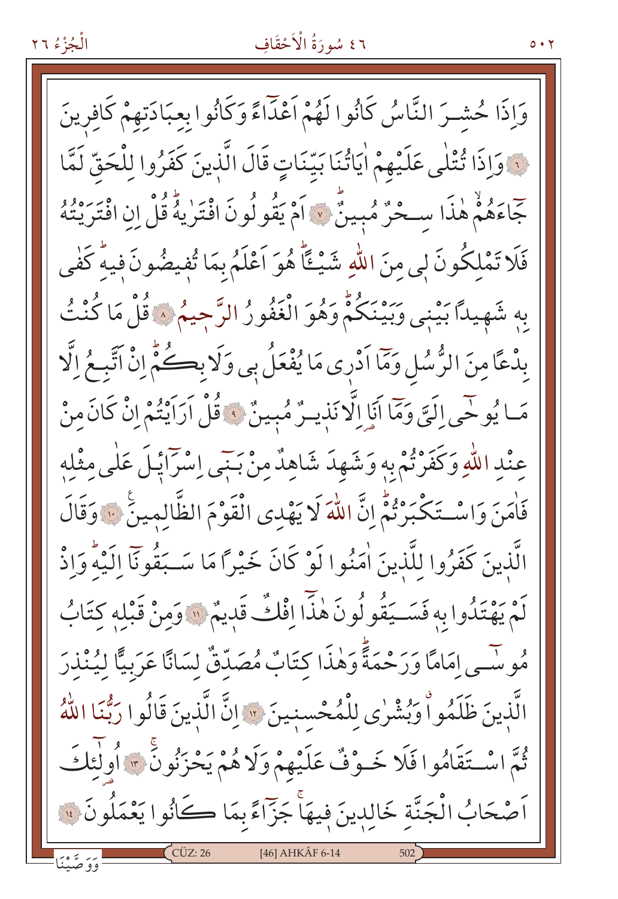وَاِذَا حُشِرَ النَّاسُ كَانُوا لَهُمْ اَعْدَٓاءً وَكَانُوا بِعِبَادَتِهِمْ كَافِرِينَ ﴿٦﴾ وَاِذَا تُتْلٰى عَلَيْهِمْ اٰيَاتُنَا بَيِّنَاتٍ قَالَ الَّذِينَ كَفَرُوا لِلْحَقِّ لَمَّا جَٓاءَهُمْۙ هٰذَا سِحْرٌ مُبِينٌۜ ﴿٧﴾ اَمْ يَقُولُونَ افْتَرٰيهُۜ قُلْ اِنِ افْتَرَيْتُهُ فَلَا تَمْلِكُونَ لِي مِنَ اللّٰهِ شَيْـًٔاۜ هُوَ اَعْلَمُ بِمَا تُفِيضُونَ فِيهِۜ كَفٰى بِهِ شَهِيدًا بَيْنِي وَبَيْنَكُمْۜ وَهُوَ الْغَفُورُ الرَّحِيمُ ﴿٨﴾ قُلْ مَا كُنْتُ بِدْعًا مِنَ الرُّسُلِ وَمَٓا اَدْرِي مَا يُفْعَلُ بِي وَلَا بِكُمْۜ اِنْ اَتَّبِعُ اِلَّا مَا يُوحٰٓى اِلَيَّ وَمَٓا اَنَا اِلَّا نَذِيرٌ مُبِينٌ ﴿٩﴾ قُلْ اَرَاَيْتُمْ اِنْ كَانَ مِنْ عِنْدِ اللّٰهِ وَكَفَرْتُمْ بِهِ وَشَهِدَ شَاهِدٌ مِنْ بَنٓي اِسْرَٓائِلَ عَلٰى مِثْلِهِ فَاٰمَنَ وَاسْتَكْبَرْتُمْۜ اِنَّ اللّٰهَ لَا يَهْدِي الْقَوْمَ الظَّالِمِينَ ﴿١٠﴾ وَقَالَ الَّذِينَ كَفَرُوا لِلَّذِينَ اٰمَنُوا لَوْ كَانَ خَيْرًا مَا سَبَقُونَٓا اِلَيْهِۜ وَاِذْ لَمْ يَهْتَدُوا بِهِ فَسَيَقُولُونَ هٰذَٓا اِفْكٌ قَدِيمٌ ﴿١١﴾ وَمِنْ قَبْلِهِ كِتَابُ مُوسٰٓى اِمَامًا وَرَحْمَةًۜ وَهٰذَا كِتَابٌ مُصَدِّقٌ لِسَانًا عَرَبِيًّا لِيُنْذِرَ الَّذِينَ ظَلَمُواۗ وَبُشْرٰى لِلْمُحْسِنِينَ ﴿١٢﴾ اِنَّ الَّذِينَ قَالُوا رَبُّنَا اللّٰهُ ثُمَّ اسْتَقَامُوا فَلَا خَوْفٌ عَلَيْهِمْ وَلَا هُمْ يَحْزَنُونَۚ ﴿١٣﴾ اُولٰٓئِكَ اَصْحَابُ الْجَنَّةِ خَالِدِينَ فِيهَاۚ جَزَٓاءً بِمَا كَانُوا يَعْمَلُونَ ﴿١٤﴾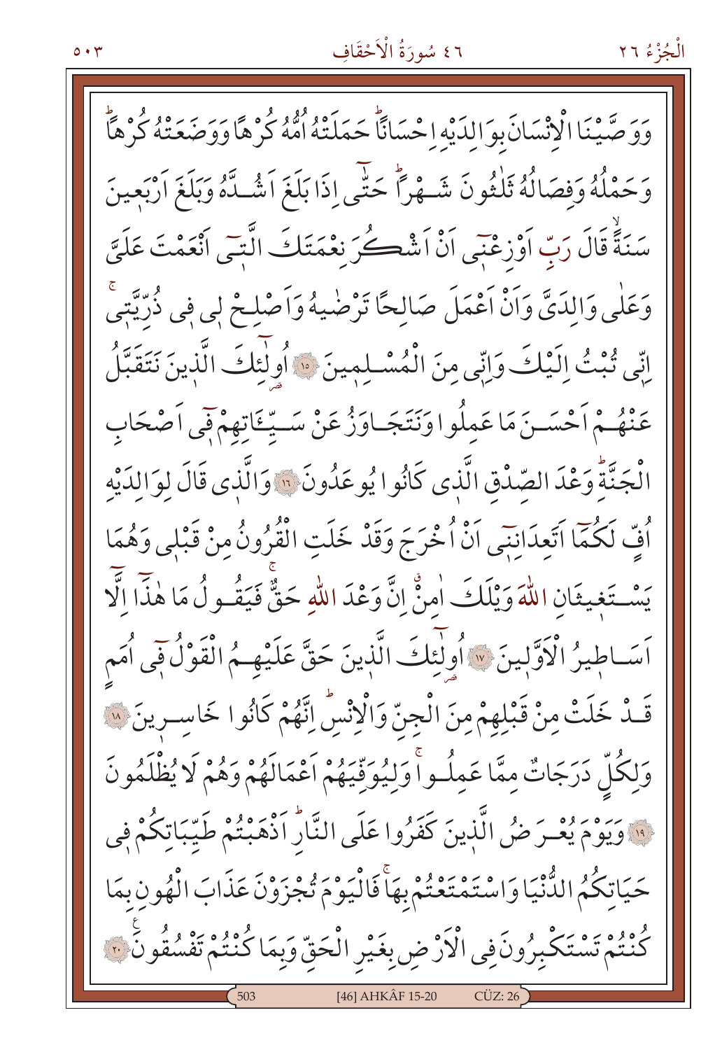وَوَصَّيْنَا الْاِنْسَانَ بِوَالِدَيْهِ اِحْسَانًاۜ حَمَلَتْهُ اُمُّهُ كُرْهًا وَوَضَعَتْهُ كُرْهًاۜ وَحَمْلُهُ وَفِصَالُهُ ثَلٰثُونَ شَهْرًاۜ حَتّٰٓى اِذَا بَلَغَ اَشُدَّهُ وَبَلَغَ اَرْبَعِينَ سَنَةًۙ قَالَ رَبِّ اَوْزِعْنٓى اَنْ اَشْكُرَ نِعْمَتَكَ الَّتٓى اَنْعَمْتَ عَلَيَّ وَعَلٰى وَالِدَيَّ وَاَنْ اَعْمَلَ صَالِحًا تَرْضٰيهُ وَاَصْلِحْ لٖى فٖى ذُرِّيَّتٖىۚ اِنّٖى تُبْتُ اِلَيْكَ وَاِنّٖى مِنَ الْمُسْلِمٖينَ ﴿١٥﴾ اُو۬لٰٓئِكَ الَّذٖينَ نَتَقَبَّلُ عَنْهُمْ اَحْسَنَ مَا عَمِلُوا وَنَتَجَاوَزُ عَنْ سَيِّـَٔاتِهِمْ فٖٓى اَصْحَابِ الْجَنَّةِۜ وَعْدَ الصِّدْقِ الَّذٖى كَانُوا يُوعَدُونَ ﴿١٦﴾ وَالَّذٖى قَالَ لِوَالِدَيْهِ اُفٍّ لَكُمَٓا اَتَعِدَانِنٓى اَنْ اُخْرَجَ وَقَدْ خَلَتِ الْقُرُونُ مِنْ قَبْلٖى وَهُمَا يَسْتَغٖيثَانِ اللّٰهَ وَيْلَكَ اٰمِنْۗ اِنَّ وَعْدَ اللّٰهِ حَقٌّۚ فَيَقُولُ مَا هٰذَٓا اِلَّٓا اَسَاطٖيرُ الْاَوَّلٖينَ ﴿١٧﴾ اُو۬لٰٓئِكَ الَّذٖينَ حَقَّ عَلَيْهِمُ الْقَوْلُ فٖٓى اُمَمٍ قَدْ خَلَتْ مِنْ قَبْلِهِمْ مِنَ الْجِنِّ وَالْاِنْسِۜ اِنَّهُمْ كَانُوا خَاسِرٖينَ ﴿١٨﴾ وَلِكُلٍّ دَرَجَاتٌ مِمَّا عَمِلُواۚ وَلِيُوَفِّيَهُمْ اَعْمَالَهُمْ وَهُمْ لَا يُظْلَمُونَ ﴿١٩﴾ وَيَوْمَ يُعْرَضُ الَّذٖينَ كَفَرُوا عَلَى النَّارِۜ اَذْهَبْتُمْ طَيِّبَاتِكُمْ فٖى حَيَاتِكُمُ الدُّنْيَا وَاسْتَمْتَعْتُمْ بِهَاۚ فَالْيَوْمَ تُجْزَوْنَ عَذَابَ الْهُونِ بِمَا كُنْتُمْ تَسْتَكْبِرُونَ فِى الْاَرْضِ بِغَيْرِ الْحَقِّ وَبِمَا كُنْتُمْ تَفْسُقُونَ ﴿٢٠﴾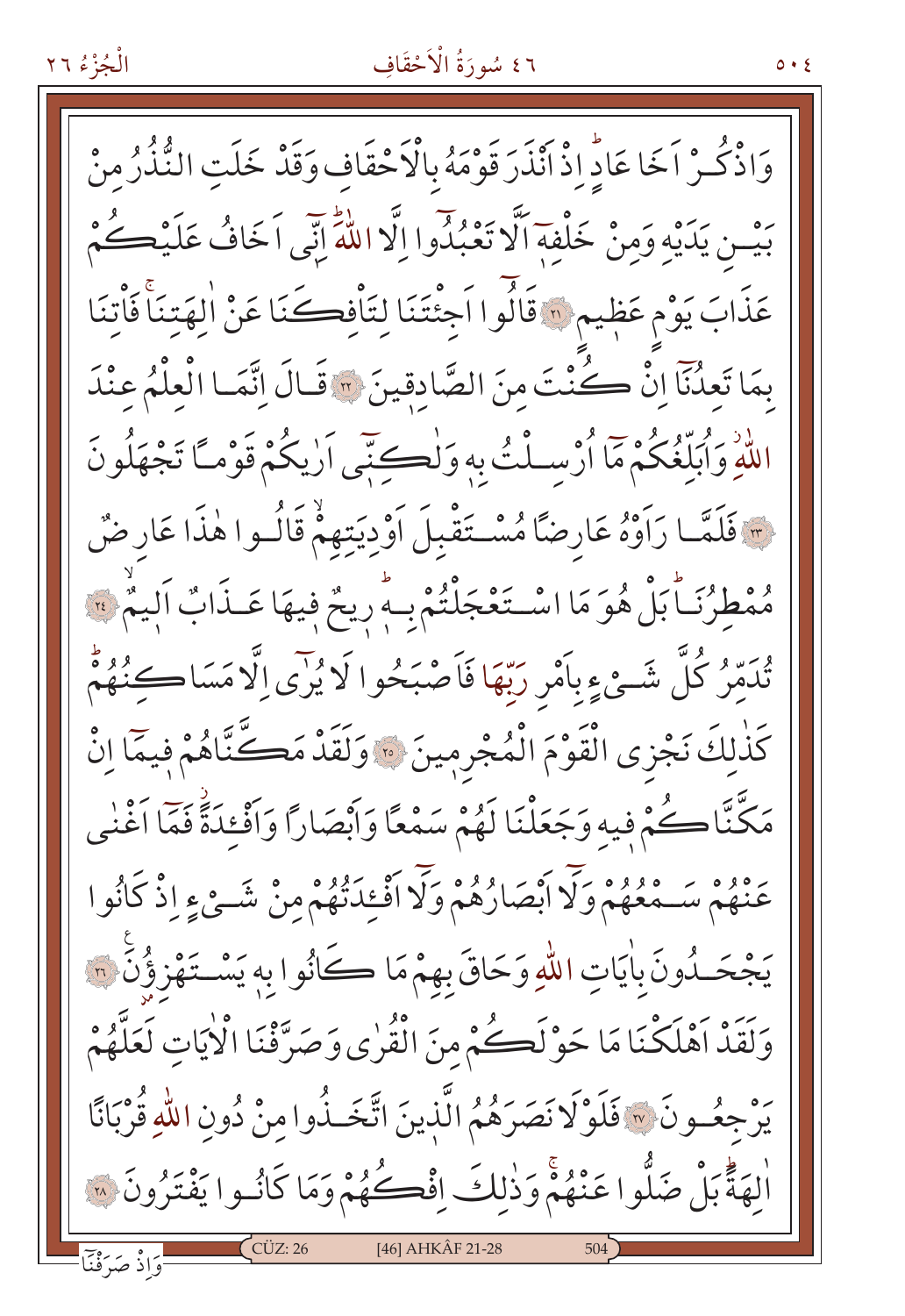وَاذْكُرْ اَخَا عَادٍ اِذْ اَنْذَرَ قَوْمَهُ بِالْاَحْقَافِ وَقَدْ خَلَتِ النُّذُرُ مِنْ بَيْنِ يَدَيْهِ وَمِنْ خَلْفِهٖٓ اَلَّا تَعْبُدُٓوا اِلَّا اللّٰهَ اِنّٖٓي اَخَافُ عَلَيْكُمْ عَذَابَ يَوْمٍ عَظٖيمٍ ﴿٢١﴾ قَالُٓوا اَجِئْتَنَا لِتَأْفِكَنَا عَنْ اٰلِهَتِنَاۚ فَأْتِنَا بِمَا تَعِدُنَٓا اِنْ كُنْتَ مِنَ الصَّادِقٖينَ ﴿٢٢﴾ قَالَ اِنَّمَا الْعِلْمُ عِنْدَ اللّٰهِۘ وَاُبَلِّغُكُمْ مَٓا اُرْسِلْتُ بِهٖ وَلٰكِنّٖٓي اَرٰيكُمْ قَوْمًا تَجْهَلُونَ ﴿٢٣﴾ فَلَمَّا رَاَوْهُ عَارِضًا مُسْتَقْبِلَ اَوْدِيَتِهِمْۙ قَالُوا هٰذَا عَارِضٌ مُمْطِرُنَاۜ بَلْ هُوَ مَا اسْتَعْجَلْتُمْ بِهٖۜ رٖيحٌ فٖيهَا عَذَابٌ اَلٖيمٌۙ ﴿٢٤﴾ تُدَمِّرُ كُلَّ شَيْءٍ بِاَمْرِ رَبِّهَا فَاَصْبَحُوا لَا يُرٰٓى اِلَّا مَسَاكِنُهُمْۜ كَذٰلِكَ نَجْزِي الْقَوْمَ الْمُجْرِمٖينَ ﴿٢٥﴾ وَلَقَدْ مَكَّنَّاهُمْ فٖيمَٓا اِنْ مَكَّنَّاكُمْ فٖيهِ وَجَعَلْنَا لَهُمْ سَمْعًا وَاَبْصَارًا وَاَفْـِٔدَةًۘ فَمَٓا اَغْنٰى عَنْهُمْ سَمْعُهُمْ وَلَٓا اَبْصَارُهُمْ وَلَٓا اَفْـِٔدَتُهُمْ مِنْ شَيْءٍ اِذْ كَانُوا يَجْحَدُونَ بِاٰيَاتِ اللّٰهِ وَحَاقَ بِهِمْ مَا كَانُوا بِهٖ يَسْتَهْزِؤُ۫نَ ﴿٢٦﴾ وَلَقَدْ اَهْلَكْنَا مَا حَوْلَكُمْ مِنَ الْقُرٰى وَصَرَّفْنَا الْاٰيَاتِ لَعَلَّهُمْ يَرْجِعُونَ ﴿٢٧﴾ فَلَوْلَا نَصَرَهُمُ الَّذٖينَ اتَّخَذُوا مِنْ دُونِ اللّٰهِ قُرْبَانًا اٰلِهَةًۜ بَلْ ضَلُّوا عَنْهُمْۚ وَذٰلِكَ اِفْكُهُمْ وَمَا كَانُوا يَفْتَرُونَ ﴿٢٨﴾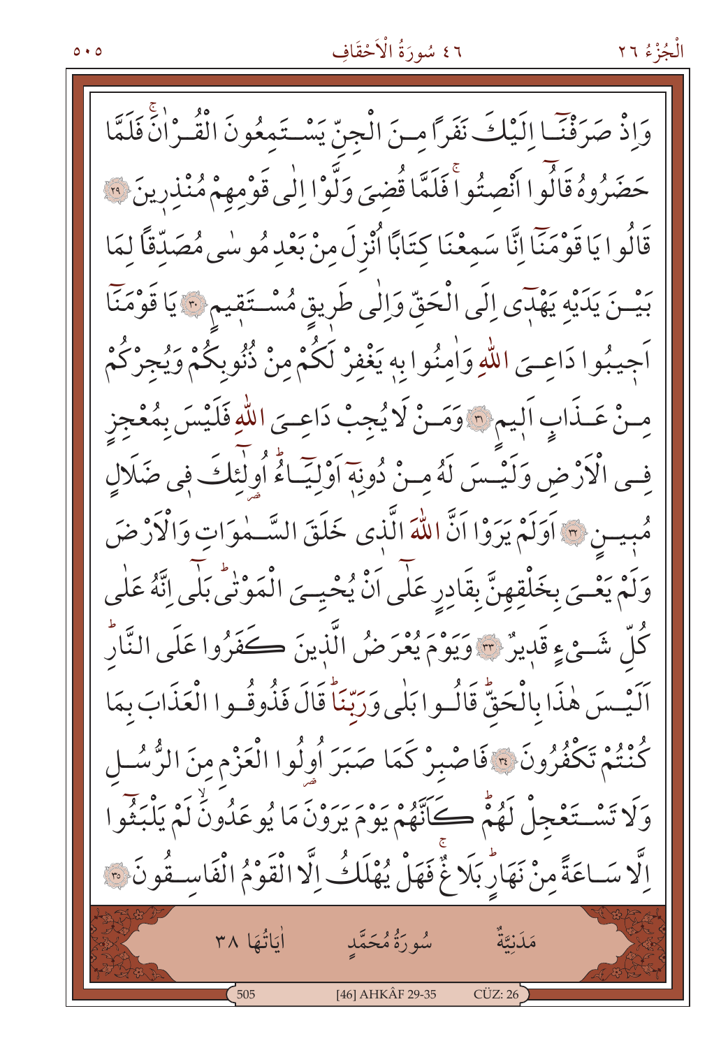وَاِذْ صَرَفْنَٓا اِلَيْكَ نَفَراً مِنَ الْجِنِّ يَسْتَمِعُونَ الْقُرْاٰنَۚ فَلَمَّا حَضَرُوهُ قَالُٓوا اَنْصِتُواۚ فَلَمَّا قُضِيَ وَلَّوْا اِلٰى قَوْمِهِمْ مُنْذِرِينَ ﴿٢٩﴾ قَالُوا يَا قَوْمَنَٓا اِنَّا سَمِعْنَا كِتَابًا اُنْزِلَ مِنْ بَعْدِ مُوسٰى مُصَدِّقًا لِمَا بَيْنَ يَدَيْهِ يَهْدٓى اِلَى الْحَقِّ وَاِلٰى طَرِيقٍ مُسْتَقِيمٍ ﴿٣٠﴾ يَا قَوْمَنَٓا اَجِيبُوا دَاعِيَ اللّٰهِ وَاٰمِنُوا بِه۪ يَغْفِرْ لَكُمْ مِنْ ذُنُوبِكُمْ وَيُجِرْكُمْ مِنْ عَذَابٍ اَل۪يمٍ ﴿٣١﴾ وَمَنْ لَا يُجِبْ دَاعِيَ اللّٰهِ فَلَيْسَ بِمُعْجِزٍ فِي الْاَرْضِ وَلَيْسَ لَهُ مِنْ دُونِه۪ٓ اَوْلِيَٓاءُۜ اُو۬لٰٓئِكَ ف۪ي ضَلَالٍ مُب۪ينٍ ﴿٣٢﴾ اَوَلَمْ يَرَوْا اَنَّ اللّٰهَ الَّذ۪ي خَلَقَ السَّمٰوَاتِ وَالْاَرْضَ وَلَمْ يَعْيَ بِخَلْقِهِنَّ بِقَادِرٍ عَلٰٓى اَنْ يُحْيِيَ الْمَوْتٰىۜ بَلٰٓى اِنَّهُ عَلٰى كُلِّ شَيْءٍ قَد۪يرٌ ﴿٣٣﴾ وَيَوْمَ يُعْرَضُ الَّذ۪ينَ كَفَرُوا عَلَى النَّارِۜ اَلَيْسَ هٰذَا بِالْحَقِّۜ قَالُوا بَلٰى وَرَبِّنَاۜ قَالَ فَذُوقُوا الْعَذَابَ بِمَا كُنْتُمْ تَكْفُرُونَ ﴿٣٤﴾ فَاصْبِرْ كَمَا صَبَرَ اُو۬لُوا الْعَزْمِ مِنَ الرُّسُلِ وَلَا تَسْتَعْجِلْ لَهُمْۜ كَاَنَّهُمْ يَوْمَ يَرَوْنَ مَا يُوعَدُونَۙ لَمْ يَلْبَثُٓوا اِلَّا سَاعَةً مِنْ نَهَارٍۜ بَلَاغٌۚ فَهَلْ يُهْلَكُ اِلَّا الْقَوْمُ الْفَاسِقُونَ ﴿٣٥﴾

## سُورَةُ مُحَمَّدٍ

مَدَنِيَّةٌ — اٰيَاتُهَا ٣٨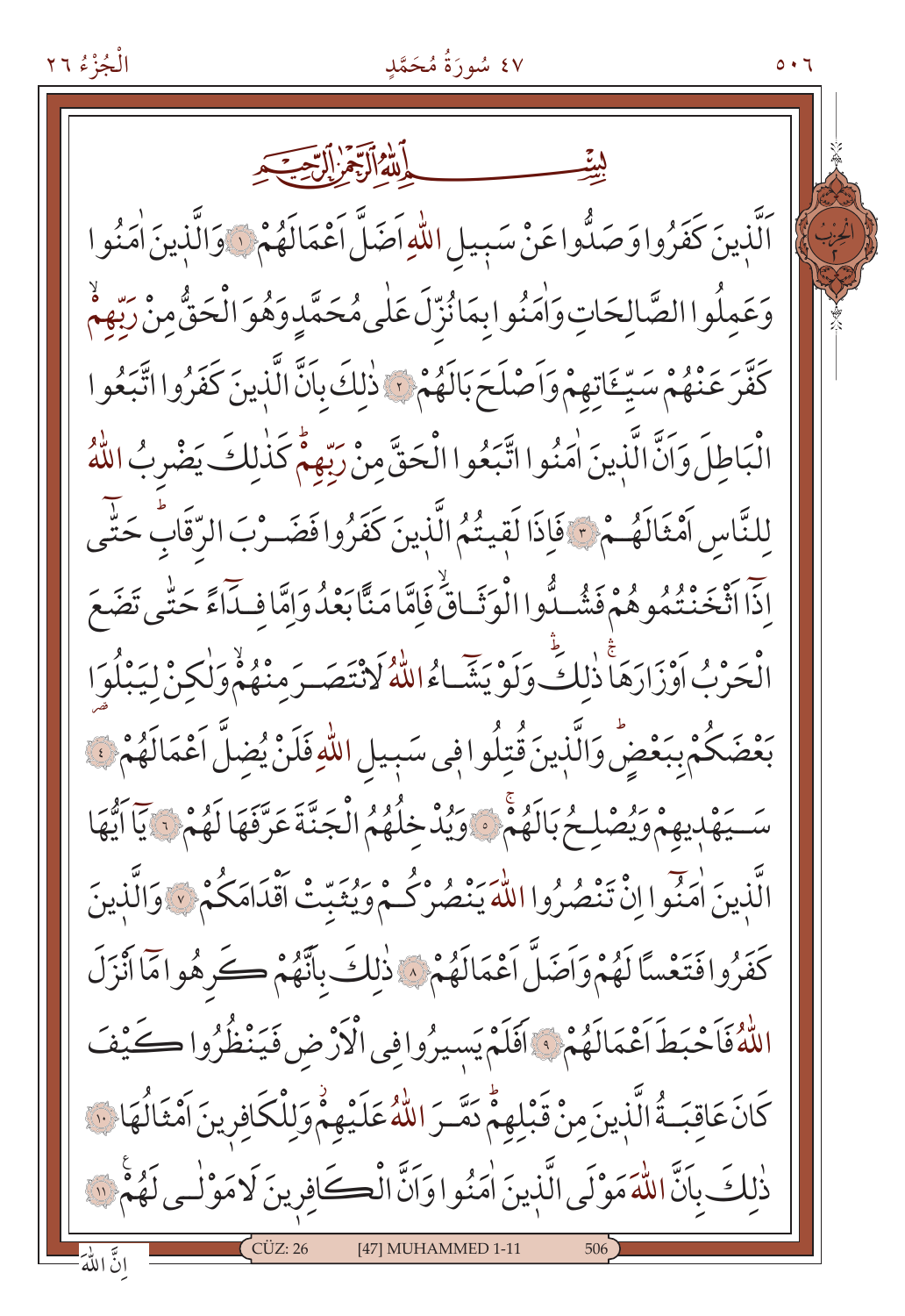بِسْمِ اللّٰهِ الرَّحْمٰنِ الرَّح۪يمِ

اَلَّذ۪ينَ كَفَرُوا وَصَدُّوا عَنْ سَب۪يلِ اللّٰهِ اَضَلَّ اَعْمَالَهُمْ ﴿١﴾ وَالَّذ۪ينَ اٰمَنُوا وَعَمِلُوا الصَّالِحَاتِ وَاٰمَنُوا بِمَا نُزِّلَ عَلٰى مُحَمَّدٍ وَهُوَ الْحَقُّ مِنْ رَبِّهِمْۙ كَفَّرَ عَنْهُمْ سَيِّـَٔاتِهِمْ وَاَصْلَحَ بَالَهُمْ ﴿٢﴾ ذٰلِكَ بِاَنَّ الَّذ۪ينَ كَفَرُوا اتَّبَعُوا الْبَاطِلَ وَاَنَّ الَّذ۪ينَ اٰمَنُوا اتَّبَعُوا الْحَقَّ مِنْ رَبِّهِمْۜ كَذٰلِكَ يَضْرِبُ اللّٰهُ لِلنَّاسِ اَمْثَالَهُمْ ﴿٣﴾ فَاِذَا لَق۪يتُمُ الَّذ۪ينَ كَفَرُوا فَضَرْبَ الرِّقَابِۜ حَتّٰٓى اِذَٓا اَثْخَنْتُمُوهُمْ فَشُدُّوا الْوَثَاقَۙ فَاِمَّا مَنًّا بَعْدُ وَاِمَّا فِدَٓاءً حَتّٰى تَضَعَ الْحَرْبُ اَوْزَارَهَاۚ ذٰلِكَۜ وَلَوْ يَشَٓاءُ اللّٰهُ لَانْتَصَرَ مِنْهُمْۙ وَلٰكِنْ لِيَبْلُوَا بَعْضَكُمْ بِبَعْضٍۜ وَالَّذ۪ينَ قُتِلُوا ف۪ي سَب۪يلِ اللّٰهِ فَلَنْ يُضِلَّ اَعْمَالَهُمْ ﴿٤﴾ سَيَهْد۪يهِمْ وَيُصْلِحُ بَالَهُمْۚ ﴿٥﴾ وَيُدْخِلُهُمُ الْجَنَّةَ عَرَّفَهَا لَهُمْ ﴿٦﴾ يَٓا اَيُّهَا الَّذ۪ينَ اٰمَنُٓوا اِنْ تَنْصُرُوا اللّٰهَ يَنْصُرْكُمْ وَيُثَبِّتْ اَقْدَامَكُمْ ﴿٧﴾ وَالَّذ۪ينَ كَفَرُوا فَتَعْسًا لَهُمْ وَاَضَلَّ اَعْمَالَهُمْ ﴿٨﴾ ذٰلِكَ بِاَنَّهُمْ كَرِهُوا مَٓا اَنْزَلَ اللّٰهُ فَاَحْبَطَ اَعْمَالَهُمْ ﴿٩﴾ اَفَلَمْ يَس۪يرُوا فِي الْاَرْضِ فَيَنْظُرُوا كَيْفَ كَانَ عَاقِبَةُ الَّذ۪ينَ مِنْ قَبْلِهِمْۜ دَمَّرَ اللّٰهُ عَلَيْهِمْۘ وَلِلْكَافِر۪ينَ اَمْثَالُهَا ﴿١٠﴾ ذٰلِكَ بِاَنَّ اللّٰهَ مَوْلَى الَّذ۪ينَ اٰمَنُوا وَاَنَّ الْكَافِر۪ينَ لَا مَوْلٰى لَهُمْ ﴿١١﴾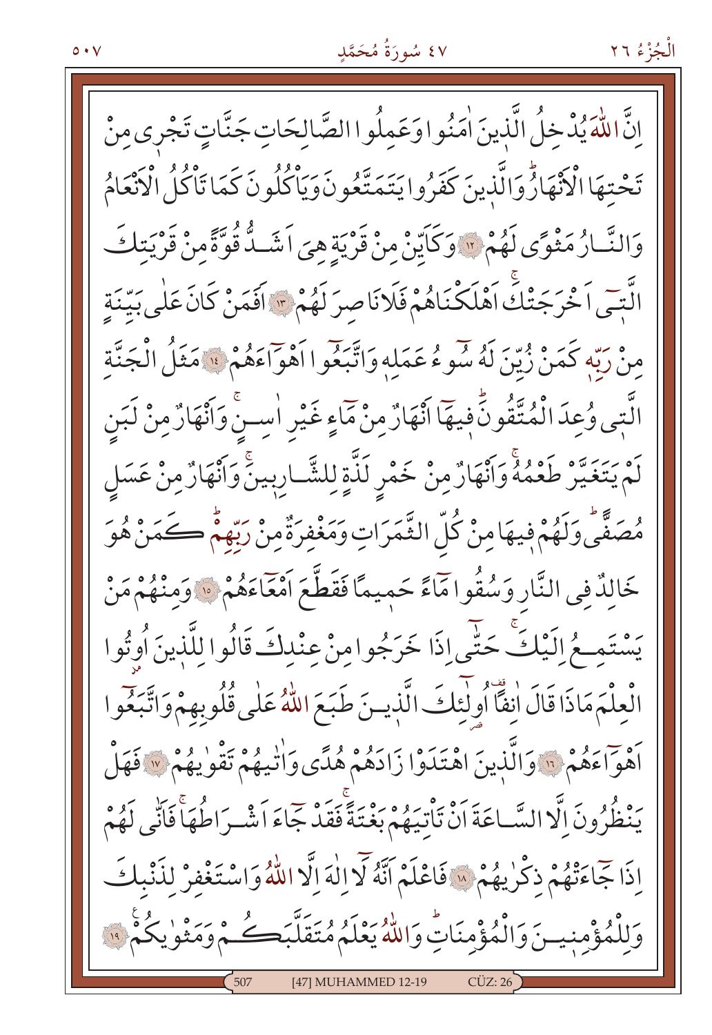اِنَّ اللّٰهَ يُدْخِلُ الَّذ۪ينَ اٰمَنُوا وَعَمِلُوا الصَّالِحَاتِ جَنَّاتٍ تَجْر۪ي مِنْ تَحْتِهَا الْاَنْهَارُۜ وَالَّذ۪ينَ كَفَرُوا يَتَمَتَّعُونَ وَيَاْكُلُونَ كَمَا تَاْكُلُ الْاَنْعَامُ وَالنَّارُ مَثْوًى لَهُمْ ﴿١٢﴾ وَكَاَيِّنْ مِنْ قَرْيَةٍ هِيَ اَشَدُّ قُوَّةً مِنْ قَرْيَتِكَ الَّت۪ٓي اَخْرَجَتْكَۚ اَهْلَكْنَاهُمْ فَلَا نَاصِرَ لَهُمْ ﴿١٣﴾ اَفَمَنْ كَانَ عَلٰى بَيِّنَةٍ مِنْ رَبِّه۪ كَمَنْ زُيِّنَ لَهُ سُٓوءُ عَمَلِه۪ وَاتَّبَعُٓوا اَهْوَٓاءَهُمْ ﴿١٤﴾ مَثَلُ الْجَنَّةِ الَّت۪ي وُعِدَ الْمُتَّقُونَۜ ف۪يهَٓا اَنْهَارٌ مِنْ مَٓاءٍ غَيْرِ اٰسِنٍۚ وَاَنْهَارٌ مِنْ لَبَنٍ لَمْ يَتَغَيَّرْ طَعْمُهُۚ وَاَنْهَارٌ مِنْ خَمْرٍ لَذَّةٍ لِلشَّارِب۪ينَۚ وَاَنْهَارٌ مِنْ عَسَلٍ مُصَفًّىۜ وَلَهُمْ ف۪يهَا مِنْ كُلِّ الثَّمَرَاتِ وَمَغْفِرَةٌ مِنْ رَبِّهِمْۜ كَمَنْ هُوَ خَالِدٌ فِي النَّارِ وَسُقُوا مَٓاءً حَم۪يمًا فَقَطَّعَ اَمْعَٓاءَهُمْ ﴿١٥﴾ وَمِنْهُمْ مَنْ يَسْتَمِعُ اِلَيْكَۚ حَتّٰٓى اِذَا خَرَجُوا مِنْ عِنْدِكَ قَالُوا لِلَّذ۪ينَ اُو۫تُوا الْعِلْمَ مَاذَا قَالَ اٰنِفًاۚ اُو۬لٰٓئِكَ الَّذ۪ينَ طَبَعَ اللّٰهُ عَلٰى قُلُوبِهِمْ وَاتَّبَعُٓوا اَهْوَٓاءَهُمْ ﴿١٦﴾ وَالَّذ۪ينَ اهْتَدَوْا زَادَهُمْ هُدًى وَاٰتٰيهُمْ تَقْوٰيهُمْ ﴿١٧﴾ فَهَلْ يَنْظُرُونَ اِلَّا السَّاعَةَ اَنْ تَاْتِيَهُمْ بَغْتَةًۚ فَقَدْ جَٓاءَ اَشْرَاطُهَاۚ فَاَنّٰى لَهُمْ اِذَا جَٓاءَتْهُمْ ذِكْرٰيهُمْ ﴿١٨﴾ فَاعْلَمْ اَنَّهُ لَٓا اِلٰهَ اِلَّا اللّٰهُ وَاسْتَغْفِرْ لِذَنْبِكَ وَلِلْمُؤْمِن۪ينَ وَالْمُؤْمِنَاتِۜ وَاللّٰهُ يَعْلَمُ مُتَقَلَّبَكُمْ وَمَثْوٰيكُمْ ﴿١٩﴾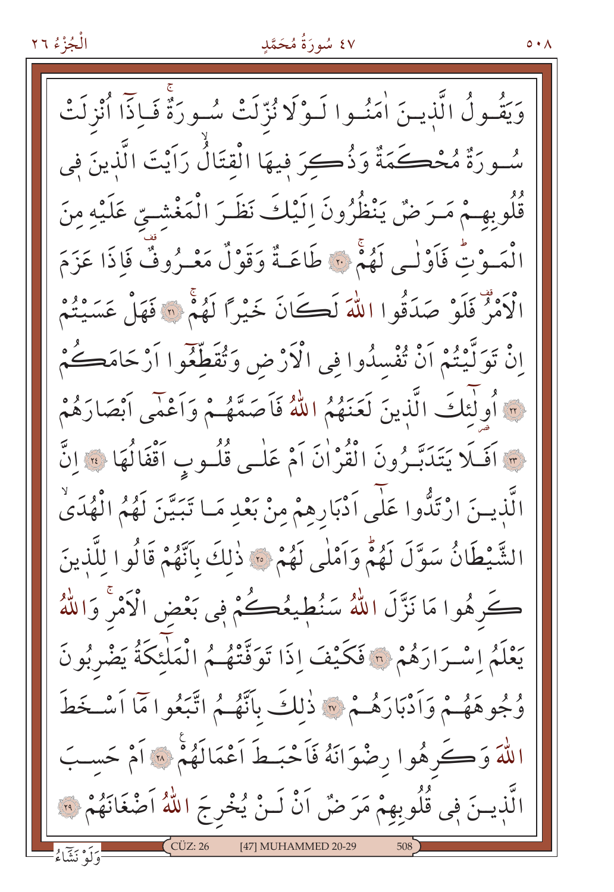وَيَقُولُ الَّذِينَ اٰمَنُوا لَوْلَا نُزِّلَتْ سُورَةٌۚ فَاِذَٓا اُنْزِلَتْ سُورَةٌ مُحْكَمَةٌ وَذُكِرَ فِيهَا الْقِتَالُۙ رَاَيْتَ الَّذِينَ فِي قُلُوبِهِمْ مَرَضٌ يَنْظُرُونَ اِلَيْكَ نَظَرَ الْمَغْشِيِّ عَلَيْهِ مِنَ الْمَوْتِؕ فَاَوْلٰى لَهُمْۚ ﴿٢٠﴾ طَاعَةٌ وَقَوْلٌ مَعْرُوفٌ۠ فَاِذَا عَزَمَ الْاَمْرُ۠ فَلَوْ صَدَقُوا اللّٰهَ لَكَانَ خَيْرًا لَهُمْۚ ﴿٢١﴾ فَهَلْ عَسَيْتُمْ اِنْ تَوَلَّيْتُمْ اَنْ تُفْسِدُوا فِي الْاَرْضِ وَتُقَطِّعُٓوا اَرْحَامَكُمْ ﴿٢٢﴾ اُو۬لٰٓئِكَ الَّذِينَ لَعَنَهُمُ اللّٰهُ فَاَصَمَّهُمْ وَاَعْمٰٓى اَبْصَارَهُمْ ﴿٢٣﴾ اَفَلَا يَتَدَبَّرُونَ الْقُرْاٰنَ اَمْ عَلٰى قُلُوبٍ اَقْفَالُهَا ﴿٢٤﴾ اِنَّ الَّذِينَ ارْتَدُّوا عَلٰٓى اَدْبَارِهِمْ مِنْ بَعْدِ مَا تَبَيَّنَ لَهُمُ الْهُدَىۙ الشَّيْطَانُ سَوَّلَ لَهُمْؕ وَاَمْلٰى لَهُمْ ﴿٢٥﴾ ذٰلِكَ بِاَنَّهُمْ قَالُوا لِلَّذِينَ كَرِهُوا مَا نَزَّلَ اللّٰهُ سَنُطِيعُكُمْ فِي بَعْضِ الْاَمْرِۚ وَاللّٰهُ يَعْلَمُ اِسْرَارَهُمْ ﴿٢٦﴾ فَكَيْفَ اِذَا تَوَفَّتْهُمُ الْمَلٰٓئِكَةُ يَضْرِبُونَ وُجُوهَهُمْ وَاَدْبَارَهُمْ ﴿٢٧﴾ ذٰلِكَ بِاَنَّهُمُ اتَّبَعُوا مَٓا اَسْخَطَ اللّٰهَ وَكَرِهُوا رِضْوَانَهُ فَاَحْبَطَ اَعْمَالَهُمْ ﴿٢٨﴾ اَمْ حَسِبَ الَّذِينَ فِي قُلُوبِهِمْ مَرَضٌ اَنْ لَنْ يُخْرِجَ اللّٰهُ اَضْغَانَهُمْ ﴿٢٩﴾

وَلَوْ نَشَٓاءُ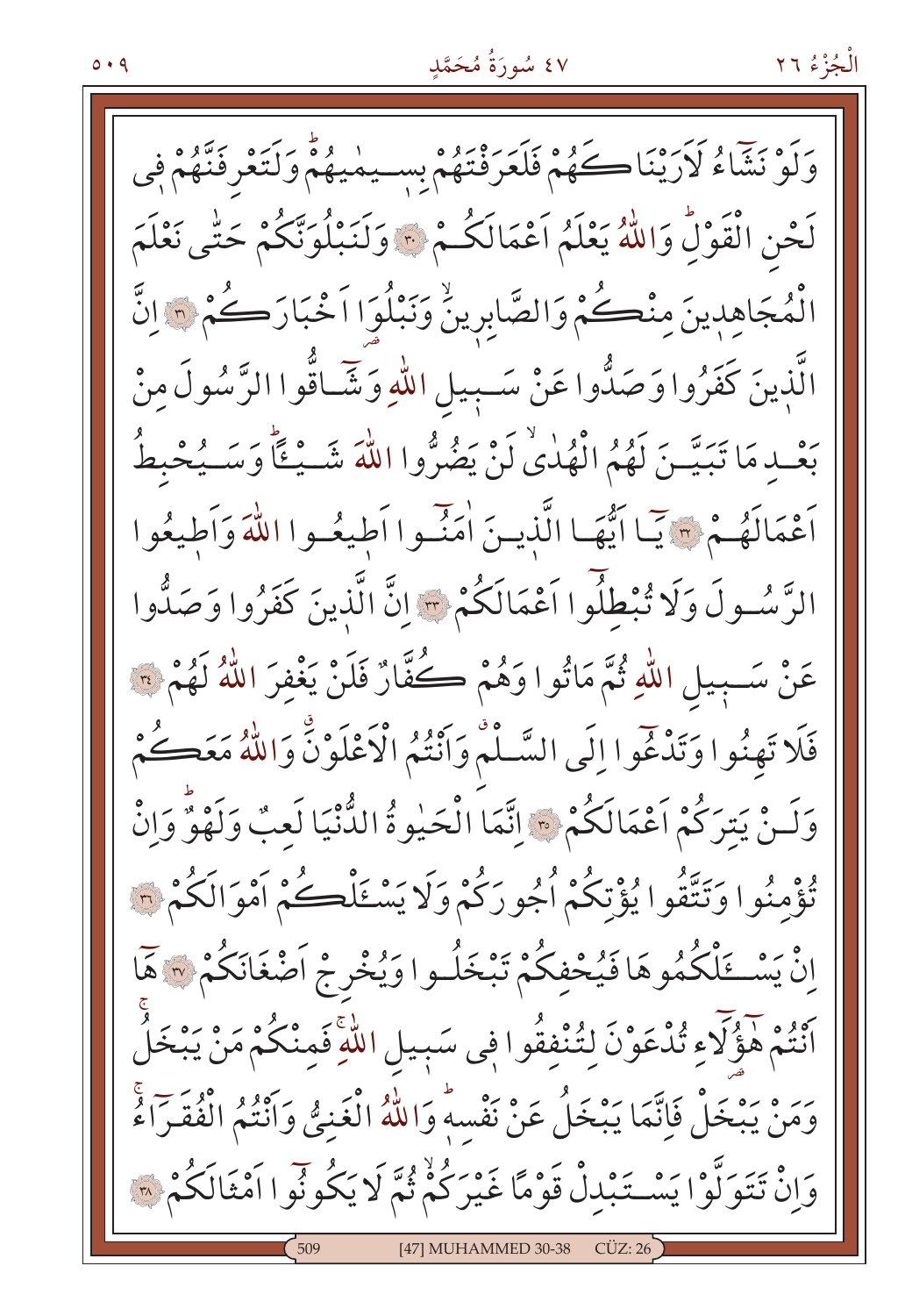وَلَوْ نَشَٓاءُ لَاَرَيْنَاكَهُمْ فَلَعَرَفْتَهُمْ بِسِيمٰيهُمْۜ وَلَتَعْرِفَنَّهُمْ فٖي لَحْنِ الْقَوْلِۜ وَاللّٰهُ يَعْلَمُ اَعْمَالَكُمْ ﴿٣٠﴾ وَلَنَبْلُوَنَّكُمْ حَتّٰى نَعْلَمَ الْمُجَاهِدٖينَ مِنْكُمْ وَالصَّابِرٖينَۙ وَنَبْلُوَا اَخْبَارَكُمْ ﴿٣١﴾ اِنَّ الَّذٖينَ كَفَرُوا وَصَدُّوا عَنْ سَبٖيلِ اللّٰهِ وَشَٓاقُّوا الرَّسُولَ مِنْ بَعْدِ مَا تَبَيَّنَ لَهُمُ الْهُدٰىۙ لَنْ يَضُرُّوا اللّٰهَ شَيْـًٔاۜ وَسَيُحْبِطُ اَعْمَالَهُمْ ﴿٣٢﴾ يَٓا اَيُّهَا الَّذٖينَ اٰمَنُٓوا اَطٖيعُوا اللّٰهَ وَاَطٖيعُوا الرَّسُولَ وَلَا تُبْطِلُٓوا اَعْمَالَكُمْ ﴿٣٣﴾ اِنَّ الَّذٖينَ كَفَرُوا وَصَدُّوا عَنْ سَبٖيلِ اللّٰهِ ثُمَّ مَاتُوا وَهُمْ كُفَّارٌ فَلَنْ يَغْفِرَ اللّٰهُ لَهُمْ ﴿٣٤﴾ فَلَا تَهِنُوا وَتَدْعُٓوا اِلَى السَّلْمِۗ وَاَنْتُمُ الْاَعْلَوْنَۗ وَاللّٰهُ مَعَكُمْ وَلَنْ يَتِرَكُمْ اَعْمَالَكُمْ ﴿٣٥﴾ اِنَّمَا الْحَيٰوةُ الدُّنْيَا لَعِبٌ وَلَهْوٌۜ وَاِنْ تُؤْمِنُوا وَتَتَّقُوا يُؤْتِكُمْ اُجُورَكُمْ وَلَا يَسْـَٔلْكُمْ اَمْوَالَكُمْ ﴿٣٦﴾ اِنْ يَسْـَٔلْكُمُوهَا فَيُحْفِكُمْ تَبْخَلُوا وَيُخْرِجْ اَضْغَانَكُمْ ﴿٣٧﴾ هَٓا اَنْتُمْ هٰٓؤُلَٓاءِ تُدْعَوْنَ لِتُنْفِقُوا فٖي سَبٖيلِ اللّٰهِۚ فَمِنْكُمْ مَنْ يَبْخَلُ وَمَنْ يَبْخَلْ فَاِنَّمَا يَبْخَلُ عَنْ نَفْسِهٖۜ وَاللّٰهُ الْغَنِيُّ وَاَنْتُمُ الْفُقَرَٓاءُۚ وَاِنْ تَتَوَلَّوْا يَسْتَبْدِلْ قَوْمًا غَيْرَكُمْۙ ثُمَّ لَا يَكُونُٓوا اَمْثَالَكُمْ ﴿٣٨﴾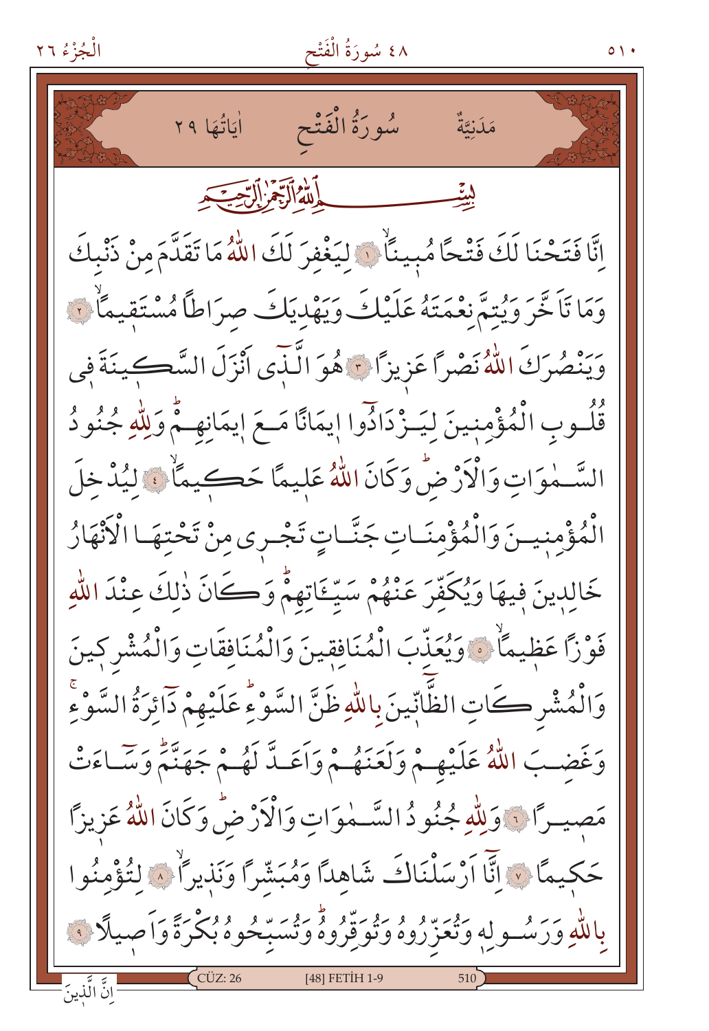مَدَنِيَّةٌ　　سُورَةُ الْفَتْحِ　　اٰيَاتُهَا ٢٩

بِسْمِ اللّٰهِ الرَّحْمٰنِ الرَّح۪يمِ

اِنَّا فَتَحْنَا لَكَ فَتْحاً مُب۪يناًۙ ﴿١﴾ لِيَغْفِرَ لَكَ اللّٰهُ مَا تَقَدَّمَ مِنْ ذَنْبِكَ وَمَا تَاَخَّرَ وَيُتِمَّ نِعْمَتَهُ عَلَيْكَ وَيَهْدِيَكَ صِرَاطاً مُسْتَق۪يماًۙ ﴿٢﴾ وَيَنْصُرَكَ اللّٰهُ نَصْراً عَز۪يزاً ﴿٣﴾ هُوَ الَّـذ۪ٓي اَنْزَلَ السَّك۪ينَةَ ف۪ي قُلُوبِ الْمُؤْمِن۪ينَ لِيَزْدَادُٓوا ا۪يمَاناً مَعَ ا۪يمَانِهِمْۜ وَلِلّٰهِ جُنُودُ السَّمٰوَاتِ وَالْاَرْضِۜ وَكَانَ اللّٰهُ عَل۪يماً حَك۪يماًۙ ﴿٤﴾ لِيُدْخِلَ الْمُؤْمِن۪ينَ وَالْمُؤْمِنَاتِ جَنَّاتٍ تَجْر۪ي مِنْ تَحْتِهَا الْاَنْهَارُ خَالِد۪ينَ ف۪يهَا وَيُكَفِّرَ عَنْهُمْ سَيِّـَٔاتِهِمْۜ وَكَانَ ذٰلِكَ عِنْدَ اللّٰهِ فَوْزاً عَظ۪يماًۙ ﴿٥﴾ وَيُعَذِّبَ الْمُنَافِق۪ينَ وَالْمُنَافِقَاتِ وَالْمُشْرِك۪ينَ وَالْمُشْرِكَاتِ الظَّٓانّ۪ينَ بِاللّٰهِ ظَنَّ السَّوْءِۜ عَلَيْهِمْ دَٓائِرَةُ السَّوْءِۚ وَغَضِبَ اللّٰهُ عَلَيْهِمْ وَلَعَنَهُمْ وَاَعَدَّ لَهُمْ جَهَنَّمَۜ وَسَٓاءَتْ مَص۪يراً ﴿٦﴾ وَلِلّٰهِ جُنُودُ السَّمٰوَاتِ وَالْاَرْضِۜ وَكَانَ اللّٰهُ عَز۪يزاً حَك۪يماً ﴿٧﴾ اِنَّٓا اَرْسَلْنَاكَ شَاهِداً وَمُبَشِّراً وَنَذ۪يراًۙ ﴿٨﴾ لِتُؤْمِنُوا بِاللّٰهِ وَرَسُولِه۪ وَتُعَزِّرُوهُ وَتُوَقِّرُوهُۜ وَتُسَبِّحُوهُ بُكْرَةً وَاَص۪يلاً ﴿٩﴾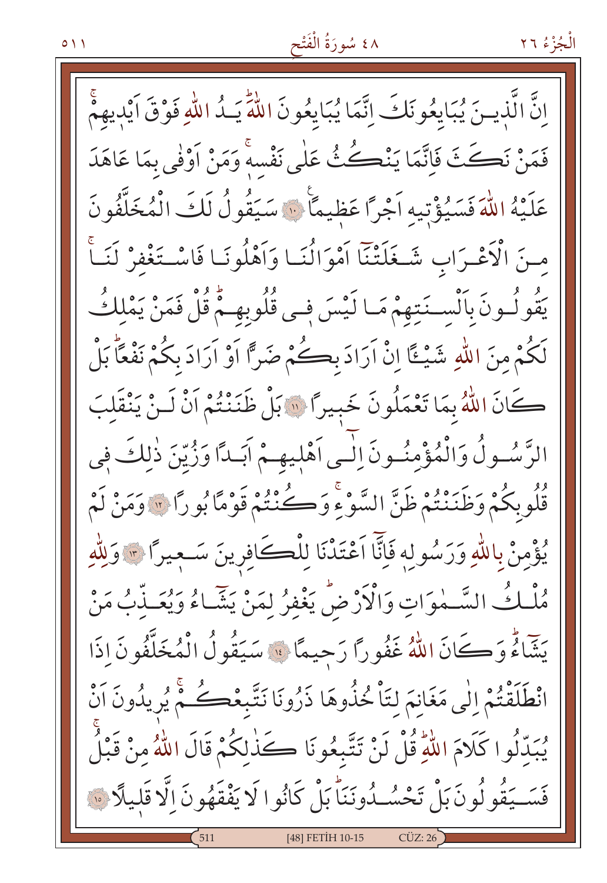اِنَّ الَّذِينَ يُبَايِعُونَكَ اِنَّمَا يُبَايِعُونَ اللّٰهَؕ يَدُ اللّٰهِ فَوْقَ اَيْدِيهِمْۚ فَمَنْ نَكَثَ فَاِنَّمَا يَنْكُثُ عَلٰى نَفْسِهٖۚ وَمَنْ اَوْفٰى بِمَا عَاهَدَ عَلَيْهُ اللّٰهَ فَسَيُؤْتِيهِ اَجْرًا عَظِيمًا ﴿١٠﴾ سَيَقُولُ لَكَ الْمُخَلَّفُونَ مِنَ الْاَعْرَابِ شَغَلَتْنَٓا اَمْوَالُنَا وَاَهْلُونَا فَاسْتَغْفِرْ لَنَاۚ يَقُولُونَ بِاَلْسِنَتِهِمْ مَا لَيْسَ فٖى قُلُوبِهِمْۜ قُلْ فَمَنْ يَمْلِكُ لَكُمْ مِنَ اللّٰهِ شَيْـًٔا اِنْ اَرَادَ بِكُمْ ضَرًّا اَوْ اَرَادَ بِكُمْ نَفْعًاۜ بَلْ كَانَ اللّٰهُ بِمَا تَعْمَلُونَ خَبِيرًا ﴿١١﴾ بَلْ ظَنَنْتُمْ اَنْ لَنْ يَنْقَلِبَ الرَّسُولُ وَالْمُؤْمِنُونَ اِلٰٓى اَهْلِيهِمْ اَبَدًا وَزُيِّنَ ذٰلِكَ فٖى قُلُوبِكُمْ وَظَنَنْتُمْ ظَنَّ السَّوْءِۚ وَكُنْتُمْ قَوْمًا بُورًا ﴿١٢﴾ وَمَنْ لَمْ يُؤْمِنْ بِاللّٰهِ وَرَسُولِهٖ فَاِنَّٓا اَعْتَدْنَا لِلْكَافِرِينَ سَعِيرًا ﴿١٣﴾ وَلِلّٰهِ مُلْكُ السَّمٰوَاتِ وَالْاَرْضِۜ يَغْفِرُ لِمَنْ يَشَٓاءُ وَيُعَذِّبُ مَنْ يَشَٓاءُۜ وَكَانَ اللّٰهُ غَفُورًا رَحِيمًا ﴿١٤﴾ سَيَقُولُ الْمُخَلَّفُونَ اِذَا انْطَلَقْتُمْ اِلٰى مَغَانِمَ لِتَاْخُذُوهَا ذَرُونَا نَتَّبِعْكُمْۚ يُرِيدُونَ اَنْ يُبَدِّلُوا كَلَامَ اللّٰهِۜ قُلْ لَنْ تَتَّبِعُونَا كَذٰلِكُمْ قَالَ اللّٰهُ مِنْ قَبْلُۚ فَسَيَقُولُونَ بَلْ تَحْسُدُونَنَاۜ بَلْ كَانُوا لَا يَفْقَهُونَ اِلَّا قَلِيلًا ﴿١٥﴾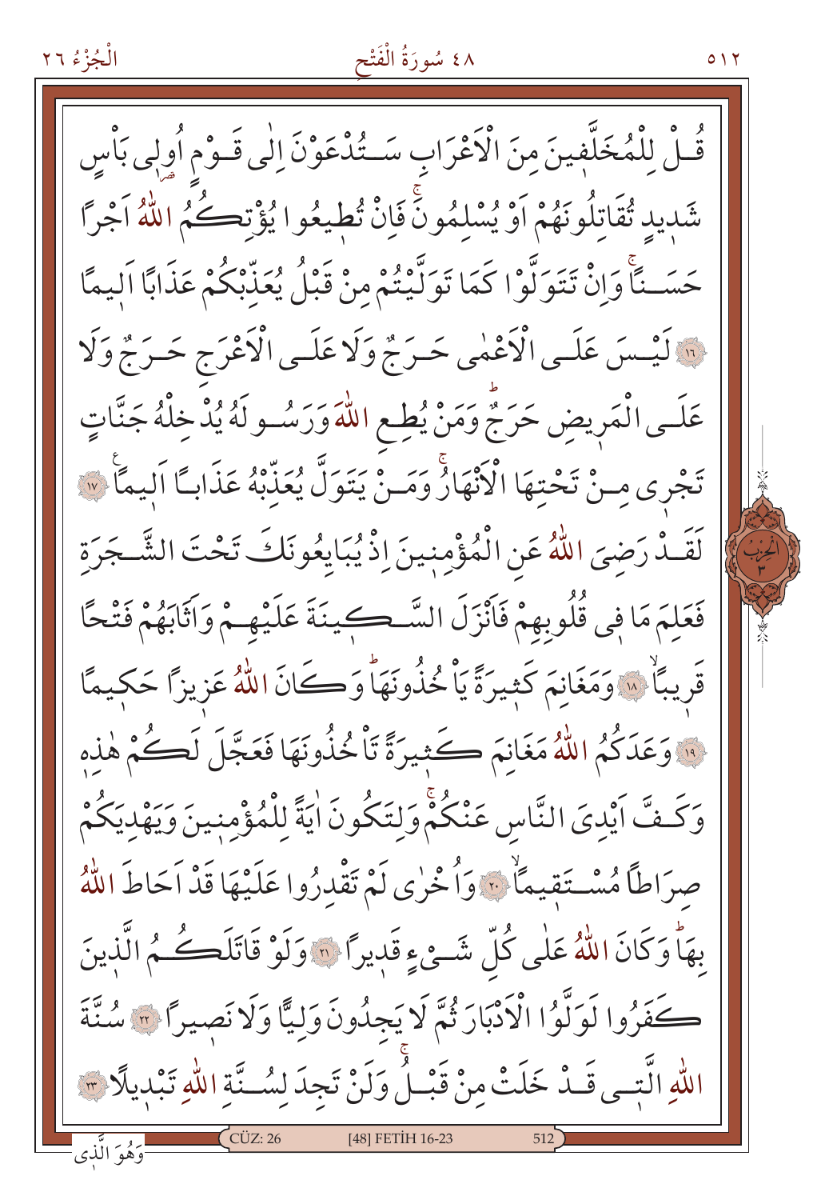قُلْ لِلْمُخَلَّفِينَ مِنَ الْاَعْرَابِ سَتُدْعَوْنَ اِلٰى قَوْمٍ اُو۬لِى بَاْسٍ شَد۪يدٍ تُقَاتِلُونَهُمْ اَوْ يُسْلِمُونَۚ فَاِنْ تُط۪يعُوا يُؤْتِكُمُ اللّٰهُ اَجْراً حَسَناًۚ وَاِنْ تَتَوَلَّوْا كَمَا تَوَلَّيْتُمْ مِنْ قَبْلُ يُعَذِّبْكُمْ عَذَاباً اَل۪يماً ﴿١٦﴾ لَيْسَ عَلَى الْاَعْمٰى حَرَجٌ وَلَا عَلَى الْاَعْرَجِ حَرَجٌ وَلَا عَلَى الْمَر۪يضِ حَرَجٌۜ وَمَنْ يُطِعِ اللّٰهَ وَرَسُولَهُ يُدْخِلْهُ جَنَّاتٍ تَجْر۪ي مِنْ تَحْتِهَا الْاَنْهَارُۚ وَمَنْ يَتَوَلَّ يُعَذِّبْهُ عَذَاباً اَل۪يماً ﴿١٧﴾ لَقَدْ رَضِيَ اللّٰهُ عَنِ الْمُؤْمِن۪ينَ اِذْ يُبَايِعُونَكَ تَحْتَ الشَّجَرَةِ فَعَلِمَ مَا ف۪ي قُلُوبِهِمْ فَاَنْزَلَ السَّك۪ينَةَ عَلَيْهِمْ وَاَثَابَهُمْ فَتْحاً قَر۪يباًۙ ﴿١٨﴾ وَمَغَانِمَ كَث۪يرَةً يَاْخُذُونَهَاۜ وَكَانَ اللّٰهُ عَز۪يزاً حَك۪يماً ﴿١٩﴾ وَعَدَكُمُ اللّٰهُ مَغَانِمَ كَث۪يرَةً تَاْخُذُونَهَا فَعَجَّلَ لَكُمْ هٰذِه۪ وَكَفَّ اَيْدِيَ النَّاسِ عَنْكُمْۚ وَلِتَكُونَ اٰيَةً لِلْمُؤْمِن۪ينَ وَيَهْدِيَكُمْ صِرَاطاً مُسْتَق۪يماًۙ ﴿٢٠﴾ وَاُخْرٰى لَمْ تَقْدِرُوا عَلَيْهَا قَدْ اَحَاطَ اللّٰهُ بِهَاۜ وَكَانَ اللّٰهُ عَلٰى كُلِّ شَيْءٍ قَد۪يراً ﴿٢١﴾ وَلَوْ قَاتَلَكُمُ الَّذ۪ينَ كَفَرُوا لَوَلَّوُا الْاَدْبَارَ ثُمَّ لَا يَجِدُونَ وَلِيّاً وَلَا نَص۪يراً ﴿٢٢﴾ سُنَّةَ اللّٰهِ الَّت۪ي قَدْ خَلَتْ مِنْ قَبْلُۚ وَلَنْ تَجِدَ لِسُنَّةِ اللّٰهِ تَبْد۪يلاً ﴿٢٣﴾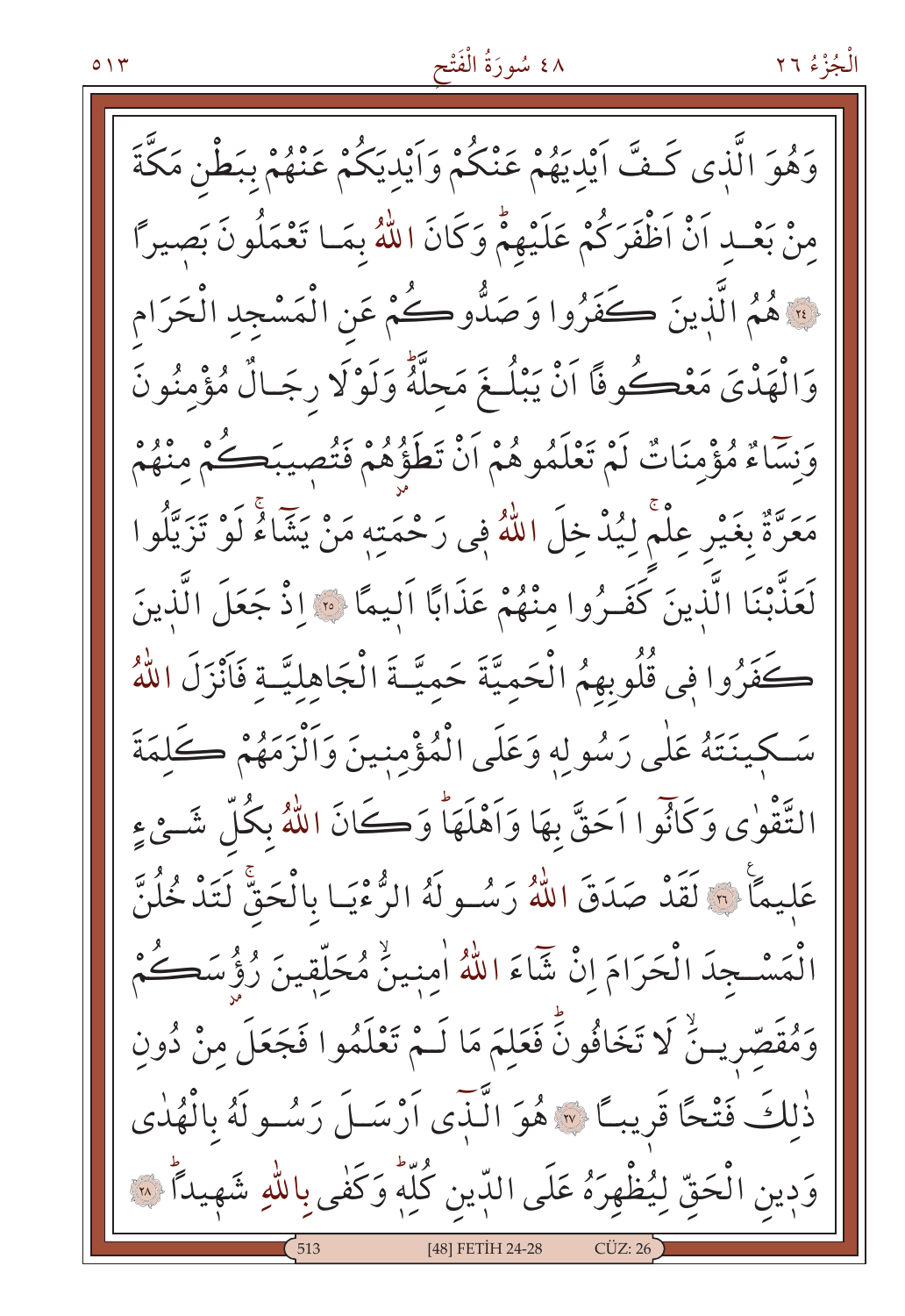وَهُوَ الَّذٖى كَفَّ اَيْدِيَهُمْ عَنْكُمْ وَاَيْدِيَكُمْ عَنْهُمْ بِبَطْنِ مَكَّةَ مِنْ بَعْدِ اَنْ اَظْفَرَكُمْ عَلَيْهِمْ وَكَانَ اللّٰهُ بِمَا تَعْمَلُونَ بَصٖيرًا ﴿٢٤﴾ هُمُ الَّذٖينَ كَفَرُوا وَصَدُّوكُمْ عَنِ الْمَسْجِدِ الْحَرَامِ وَالْهَدْىَ مَعْكُوفًا اَنْ يَبْلُغَ مَحِلَّهُ وَلَوْلَا رِجَالٌ مُؤْمِنُونَ وَنِسَٓاءٌ مُؤْمِنَاتٌ لَمْ تَعْلَمُوهُمْ اَنْ تَطَؤُهُمْ فَتُصٖيبَكُمْ مِنْهُمْ مَعَرَّةٌ بِغَيْرِ عِلْمٍ لِيُدْخِلَ اللّٰهُ فٖى رَحْمَتِهٖ مَنْ يَشَٓاءُ لَوْ تَزَيَّلُوا لَعَذَّبْنَا الَّذٖينَ كَفَرُوا مِنْهُمْ عَذَابًا اَلٖيمًا ﴿٢٥﴾ اِذْ جَعَلَ الَّذٖينَ كَفَرُوا فٖى قُلُوبِهِمُ الْحَمِيَّةَ حَمِيَّةَ الْجَاهِلِيَّةِ فَاَنْزَلَ اللّٰهُ سَكٖينَتَهُ عَلٰى رَسُولِهٖ وَعَلَى الْمُؤْمِنٖينَ وَاَلْزَمَهُمْ كَلِمَةَ التَّقْوٰى وَكَانُٓوا اَحَقَّ بِهَا وَاَهْلَهَا وَكَانَ اللّٰهُ بِكُلِّ شَيْءٍ عَلٖيمًا ﴿٢٦﴾ لَقَدْ صَدَقَ اللّٰهُ رَسُولَهُ الرُّءْيَا بِالْحَقِّ لَتَدْخُلُنَّ الْمَسْجِدَ الْحَرَامَ اِنْ شَٓاءَ اللّٰهُ اٰمِنٖينَ مُحَلِّقٖينَ رُؤُسَكُمْ وَمُقَصِّرٖينَ لَا تَخَافُونَ فَعَلِمَ مَا لَمْ تَعْلَمُوا فَجَعَلَ مِنْ دُونِ ذٰلِكَ فَتْحًا قَرٖيبًا ﴿٢٧﴾ هُوَ الَّذٖٓى اَرْسَلَ رَسُولَهُ بِالْهُدٰى وَدٖينِ الْحَقِّ لِيُظْهِرَهُ عَلَى الدّٖينِ كُلِّهٖ وَكَفٰى بِاللّٰهِ شَهٖيدًا ﴿٢٨﴾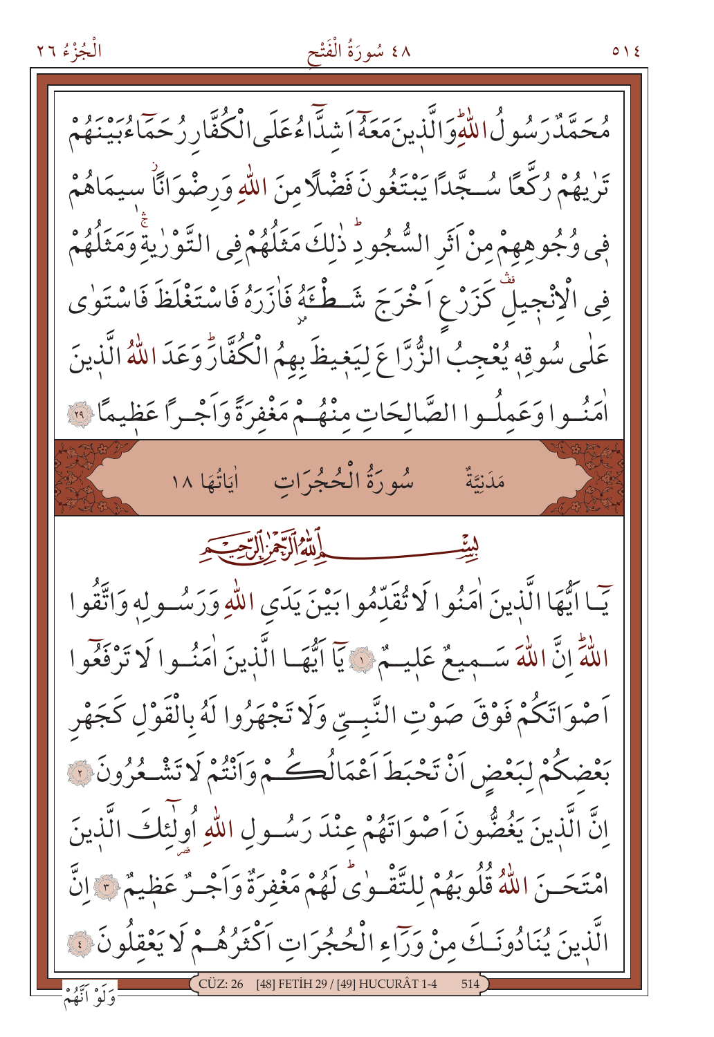مُحَمَّدٌ رَسُولُ اللّٰهِۜ وَالَّذ۪ينَ مَعَهُٓ اَشِدَّٓاءُ عَلَى الْكُفَّارِ رُحَمَٓاءُ بَيْنَهُمْ تَرٰيهُمْ رُكَّعًا سُجَّدًا يَبْتَغُونَ فَضْلًا مِنَ اللّٰهِ وَرِضْوَانًاۘ س۪يمَاهُمْ ف۪ي وُجُوهِهِمْ مِنْ اَثَرِ السُّجُودِۜ ذٰلِكَ مَثَلُهُمْ فِي التَّوْرٰيةِۚ وَمَثَلُهُمْ فِي الْاِنْج۪يلِۚ كَزَرْعٍ اَخْرَجَ شَطْـَٔهُ فَاٰزَرَهُ فَاسْتَغْلَظَ فَاسْتَوٰى عَلٰى سُوقِه۪ يُعْجِبُ الزُّرَّاعَ لِيَغ۪يظَ بِهِمُ الْكُفَّارَۜ وَعَدَ اللّٰهُ الَّذ۪ينَ اٰمَنُوا وَعَمِلُوا الصَّالِحَاتِ مِنْهُمْ مَغْفِرَةً وَاَجْرًا عَظ۪يمًا ﴿٢٩﴾

## مَدَنِيَّةٌ — سُورَةُ الْحُجُرَاتِ — اٰيَاتُهَا ١٨

بِسْمِ اللّٰهِ الرَّحْمٰنِ الرَّح۪يمِ

يَٓا اَيُّهَا الَّذ۪ينَ اٰمَنُوا لَا تُقَدِّمُوا بَيْنَ يَدَيِ اللّٰهِ وَرَسُولِه۪ وَاتَّقُوا اللّٰهَۜ اِنَّ اللّٰهَ سَم۪يعٌ عَل۪يمٌ ﴿١﴾ يَٓا اَيُّهَا الَّذ۪ينَ اٰمَنُوا لَا تَرْفَعُٓوا اَصْوَاتَكُمْ فَوْقَ صَوْتِ النَّبِيِّ وَلَا تَجْهَرُوا لَهُ بِالْقَوْلِ كَجَهْرِ بَعْضِكُمْ لِبَعْضٍ اَنْ تَحْبَطَ اَعْمَالُكُمْ وَاَنْتُمْ لَا تَشْعُرُونَ ﴿٢﴾ اِنَّ الَّذ۪ينَ يَغُضُّونَ اَصْوَاتَهُمْ عِنْدَ رَسُولِ اللّٰهِ اُو۬لٰٓئِكَ الَّذ۪ينَ امْتَحَنَ اللّٰهُ قُلُوبَهُمْ لِلتَّقْوٰىۜ لَهُمْ مَغْفِرَةٌ وَاَجْرٌ عَظ۪يمٌ ﴿٣﴾ اِنَّ الَّذ۪ينَ يُنَادُونَكَ مِنْ وَرَٓاءِ الْحُجُرَاتِ اَكْثَرُهُمْ لَا يَعْقِلُونَ ﴿٤﴾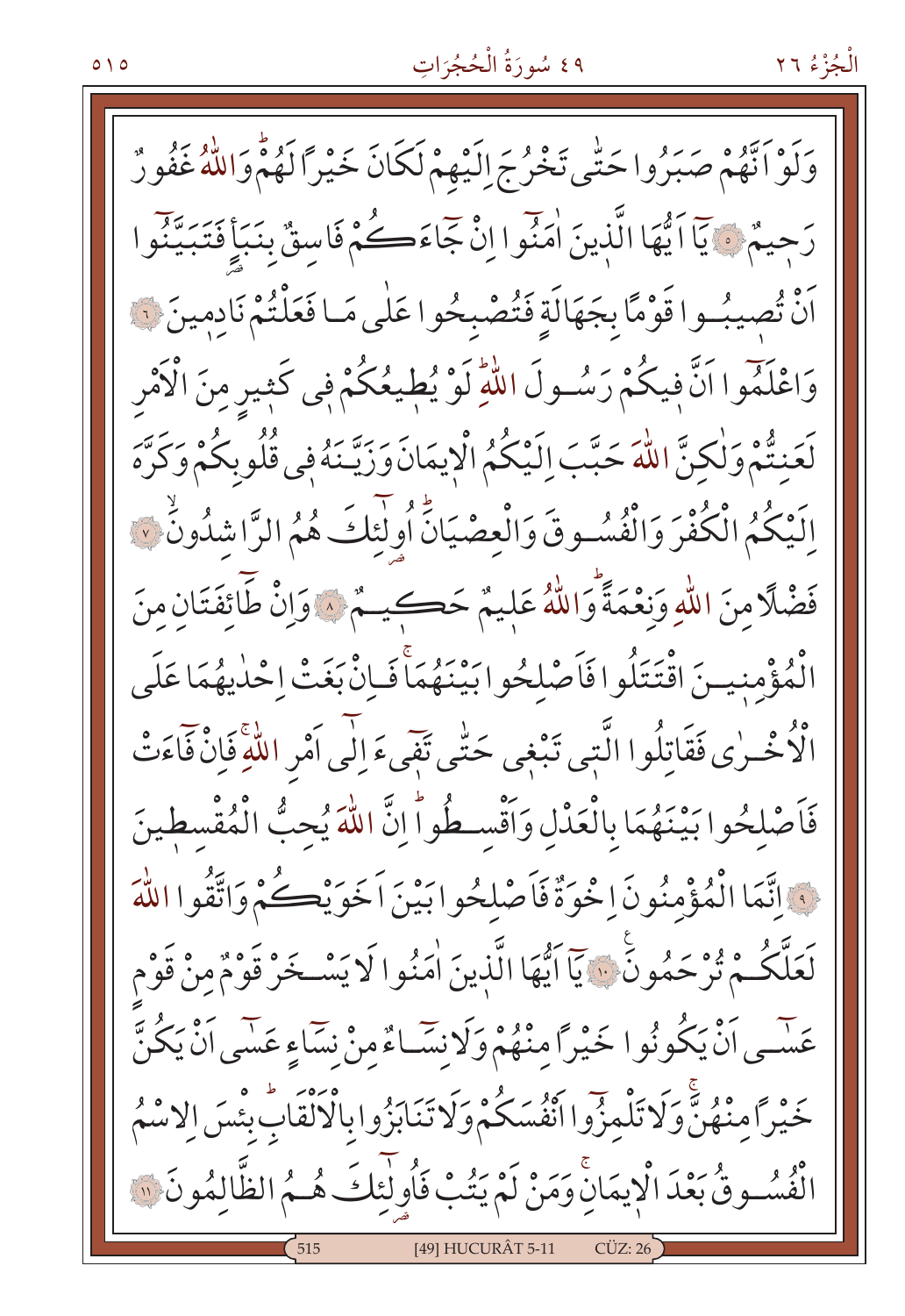وَلَوْ اَنَّهُمْ صَبَرُوا حَتّٰى تَخْرُجَ اِلَيْهِمْ لَكَانَ خَيْراً لَهُمْۜ وَاللّٰهُ غَفُورٌ رَح۪يمٌ ﴿٥﴾ يَٓا اَيُّهَا الَّذ۪ينَ اٰمَنُٓوا اِنْ جَٓاءَكُمْ فَاسِقٌ بِنَبَاٍ فَتَبَيَّنُٓوا اَنْ تُص۪يبُوا قَوْماً بِجَهَالَةٍ فَتُصْبِحُوا عَلٰى مَا فَعَلْتُمْ نَادِم۪ينَ ﴿٦﴾ وَاعْلَمُٓوا اَنَّ ف۪يكُمْ رَسُولَ اللّٰهِۜ لَوْ يُط۪يعُكُمْ ف۪ي كَث۪يرٍ مِنَ الْاَمْرِ لَعَنِتُّمْ وَلٰكِنَّ اللّٰهَ حَبَّبَ اِلَيْكُمُ الْا۪يمَانَ وَزَيَّنَهُ ف۪ي قُلُوبِكُمْ وَكَرَّهَ اِلَيْكُمُ الْكُفْرَ وَالْفُسُوقَ وَالْعِصْيَانَۜ اُو۬لٰٓئِكَ هُمُ الرَّاشِدُونَۙ ﴿٧﴾ فَضْلاً مِنَ اللّٰهِ وَنِعْمَةًۜ وَاللّٰهُ عَل۪يمٌ حَك۪يمٌ ﴿٨﴾ وَاِنْ طَٓائِفَتَانِ مِنَ الْمُؤْمِن۪ينَ اقْتَتَلُوا فَاَصْلِحُوا بَيْنَهُمَاۚ فَاِنْ بَغَتْ اِحْدٰيهُمَا عَلَى الْاُخْرٰى فَقَاتِلُوا الَّت۪ي تَبْغ۪ي حَتّٰى تَف۪ٓيءَ اِلٰٓى اَمْرِ اللّٰهِۚ فَاِنْ فَٓاءَتْ فَاَصْلِحُوا بَيْنَهُمَا بِالْعَدْلِ وَاَقْسِطُواۜ اِنَّ اللّٰهَ يُحِبُّ الْمُقْسِط۪ينَ ﴿٩﴾ اِنَّمَا الْمُؤْمِنُونَ اِخْوَةٌ فَاَصْلِحُوا بَيْنَ اَخَوَيْكُمْ وَاتَّقُوا اللّٰهَ لَعَلَّكُمْ تُرْحَمُونَ۟ ﴿١٠﴾ يَٓا اَيُّهَا الَّذ۪ينَ اٰمَنُوا لَا يَسْخَرْ قَوْمٌ مِنْ قَوْمٍ عَسٰٓى اَنْ يَكُونُوا خَيْراً مِنْهُمْ وَلَا نِسَٓاءٌ مِنْ نِسَٓاءٍ عَسٰٓى اَنْ يَكُنَّ خَيْراً مِنْهُنَّۚ وَلَا تَلْمِزُٓوا اَنْفُسَكُمْ وَلَا تَنَابَزُوا بِالْاَلْقَابِۜ بِئْسَ الِاسْمُ الْفُسُوقُ بَعْدَ الْا۪يمَانِۚ وَمَنْ لَمْ يَتُبْ فَاُو۬لٰٓئِكَ هُمُ الظَّالِمُونَ ﴿١١﴾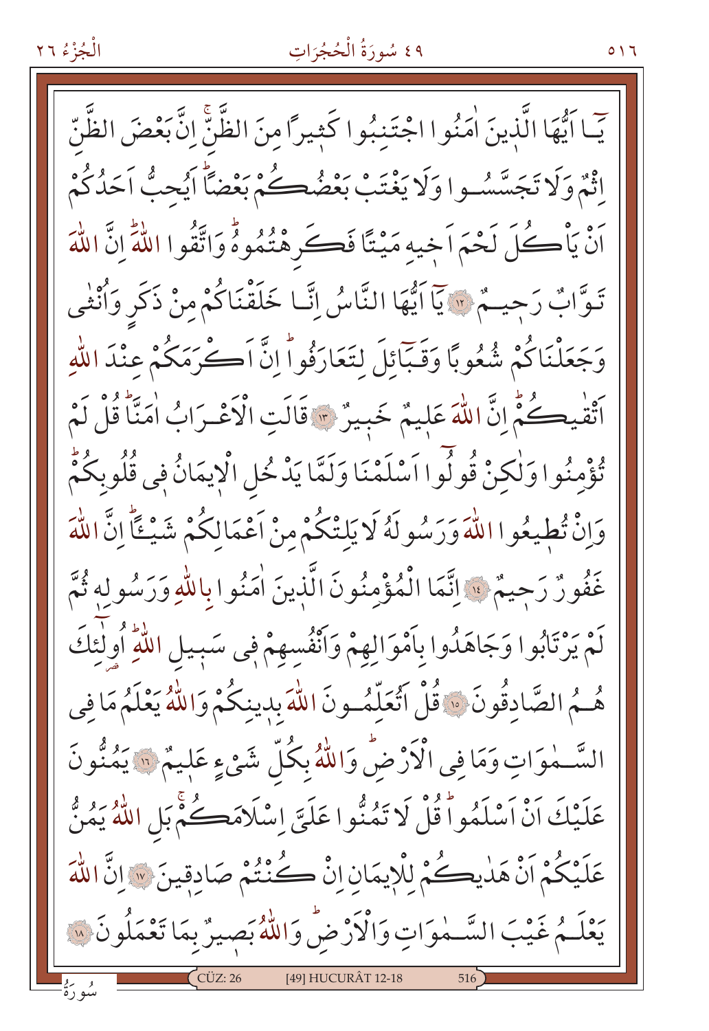يَٓا اَيُّهَا الَّذٖينَ اٰمَنُوا اجْتَنِبُوا كَثٖيرًا مِنَ الظَّنِّۘ اِنَّ بَعْضَ الظَّنِّ اِثْمٌ وَلَا تَجَسَّسُوا وَلَا يَغْتَبْ بَعْضُكُمْ بَعْضًاۜ اَيُحِبُّ اَحَدُكُمْ اَنْ يَأْكُلَ لَحْمَ اَخٖيهِ مَيْتًا فَكَرِهْتُمُوهُۜ وَاتَّقُوا اللّٰهَۜ اِنَّ اللّٰهَ تَوَّابٌ رَحٖيمٌ ﴿١٢﴾ يَٓا اَيُّهَا النَّاسُ اِنَّا خَلَقْنَاكُمْ مِنْ ذَكَرٍ وَاُنْثٰى وَجَعَلْنَاكُمْ شُعُوبًا وَقَبَٓائِلَ لِتَعَارَفُواۜ اِنَّ اَكْرَمَكُمْ عِنْدَ اللّٰهِ اَتْقٰيكُمْۜ اِنَّ اللّٰهَ عَلٖيمٌ خَبٖيرٌ ﴿١٣﴾ قَالَتِ الْاَعْرَابُ اٰمَنَّاۜ قُلْ لَمْ تُؤْمِنُوا وَلٰكِنْ قُولُٓوا اَسْلَمْنَا وَلَمَّا يَدْخُلِ الْاٖيمَانُ فٖى قُلُوبِكُمْۜ وَاِنْ تُطٖيعُوا اللّٰهَ وَرَسُولَهُ لَا يَلِتْكُمْ مِنْ اَعْمَالِكُمْ شَيْـًٔاۜ اِنَّ اللّٰهَ غَفُورٌ رَحٖيمٌ ﴿١٤﴾ اِنَّمَا الْمُؤْمِنُونَ الَّذٖينَ اٰمَنُوا بِاللّٰهِ وَرَسُولِهٖ ثُمَّ لَمْ يَرْتَابُوا وَجَاهَدُوا بِاَمْوَالِهِمْ وَاَنْفُسِهِمْ فٖى سَبٖيلِ اللّٰهِۜ اُو۬لٰٓئِكَ هُمُ الصَّادِقُونَ ﴿١٥﴾ قُلْ اَتُعَلِّمُونَ اللّٰهَ بِدٖينِكُمْ وَاللّٰهُ يَعْلَمُ مَا فِى السَّمٰوَاتِ وَمَا فِى الْاَرْضِۜ وَاللّٰهُ بِكُلِّ شَیْءٍ عَلٖيمٌ ﴿١٦﴾ يَمُنُّونَ عَلَيْكَ اَنْ اَسْلَمُواۜ قُلْ لَا تَمُنُّوا عَلَیَّ اِسْلَامَكُمْۚ بَلِ اللّٰهُ يَمُنُّ عَلَيْكُمْ اَنْ هَدٰيكُمْ لِلْاٖيمَانِ اِنْ كُنْتُمْ صَادِقٖينَ ﴿١٧﴾ اِنَّ اللّٰهَ يَعْلَمُ غَيْبَ السَّمٰوَاتِ وَالْاَرْضِۜ وَاللّٰهُ بَصٖيرٌ بِمَا تَعْمَلُونَ ﴿١٨﴾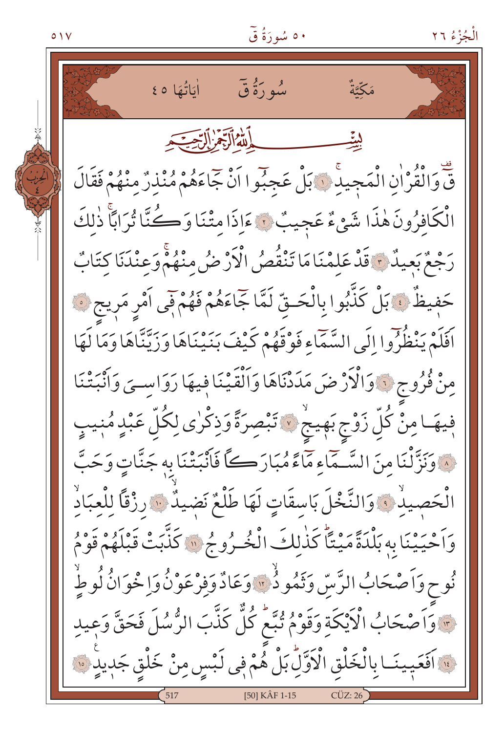مَكِّيَّةٌ — سُورَةُ قٓ — اٰيَاتُهَا ٤٥

بِسْمِ اللّٰهِ الرَّحْمٰنِ الرَّح۪يمِ

قٓ وَالْقُرْاٰنِ الْمَج۪يدِۚ ﴿١﴾ بَلْ عَجِبُٓوا اَنْ جَٓاءَهُمْ مُنْذِرٌ مِنْهُمْ فَقَالَ الْكَافِرُونَ هٰذَا شَيْءٌ عَج۪يبٌ ﴿٢﴾ ءَاِذَا مِتْنَا وَكُنَّا تُرَاباًۚ ذٰلِكَ رَجْعٌ بَع۪يدٌ ﴿٣﴾ قَدْ عَلِمْنَا مَا تَنْقُصُ الْاَرْضُ مِنْهُمْۚ وَعِنْدَنَا كِتَابٌ حَف۪يظٌ ﴿٤﴾ بَلْ كَذَّبُوا بِالْحَقِّ لَمَّا جَٓاءَهُمْ فَهُمْ ف۪ٓي اَمْرٍ مَر۪يجٍ ﴿٥﴾ اَفَلَمْ يَنْظُرُٓوا اِلَى السَّمَٓاءِ فَوْقَهُمْ كَيْفَ بَنَيْنَاهَا وَزَيَّنَّاهَا وَمَا لَهَا مِنْ فُرُوجٍ ﴿٦﴾ وَالْاَرْضَ مَدَدْنَاهَا وَاَلْقَيْنَا ف۪يهَا رَوَاسِيَ وَاَنْبَتْنَا ف۪يهَا مِنْ كُلِّ زَوْجٍ بَه۪يجٍۙ ﴿٧﴾ تَبْصِرَةً وَذِكْرٰى لِكُلِّ عَبْدٍ مُن۪يبٍ ﴿٨﴾ وَنَزَّلْنَا مِنَ السَّمَٓاءِ مَٓاءً مُبَارَكاً فَاَنْبَتْنَا بِه۪ جَنَّاتٍ وَحَبَّ الْحَص۪يدِۙ ﴿٩﴾ وَالنَّخْلَ بَاسِقَاتٍ لَهَا طَلْعٌ نَض۪يدٌۙ ﴿١٠﴾ رِزْقاً لِلْعِبَادِۙ وَاَحْيَيْنَا بِه۪ بَلْدَةً مَيْتاًۜ كَذٰلِكَ الْخُرُوجُ ﴿١١﴾ كَذَّبَتْ قَبْلَهُمْ قَوْمُ نُوحٍ وَاَصْحَابُ الرَّسِّ وَثَمُودُۙ ﴿١٢﴾ وَعَادٌ وَفِرْعَوْنُ وَاِخْوَانُ لُوطٍۙ ﴿١٣﴾ وَاَصْحَابُ الْاَيْكَةِ وَقَوْمُ تُبَّعٍۜ كُلٌّ كَذَّبَ الرُّسُلَ فَحَقَّ وَع۪يدِ ﴿١٤﴾ اَفَعَي۪ينَا بِالْخَلْقِ الْاَوَّلِۜ بَلْ هُمْ ف۪ي لَبْسٍ مِنْ خَلْقٍ جَد۪يدٍ ﴿١٥﴾

[50] KÂF 1-15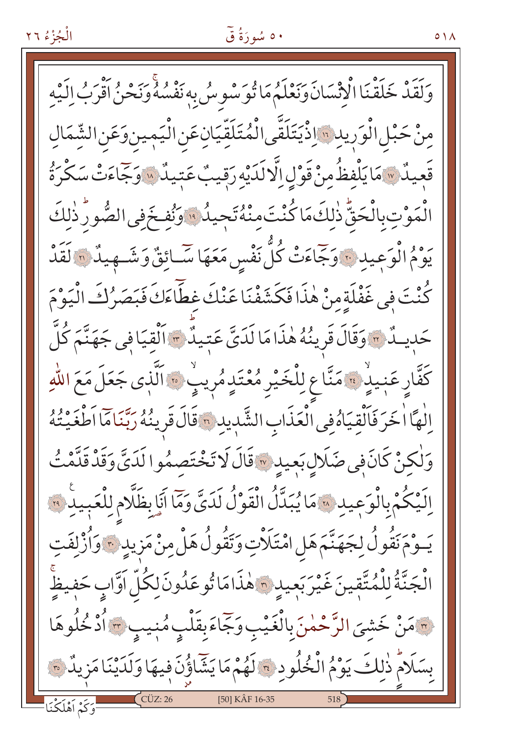وَلَقَدْ خَلَقْنَا الْاِنْسَانَ وَنَعْلَمُ مَا تُوَسْوِسُ بِه۪ نَفْسُهُۚ وَنَحْنُ اَقْرَبُ اِلَيْهِ مِنْ حَبْلِ الْوَر۪يدِ ﴿١٦﴾ اِذْ يَتَلَقَّى الْمُتَلَقِّيَانِ عَنِ الْيَم۪ينِ وَعَنِ الشِّمَالِ قَع۪يدٌ ﴿١٧﴾ مَا يَلْفِظُ مِنْ قَوْلٍ اِلَّا لَدَيْهِ رَق۪يبٌ عَت۪يدٌ ﴿١٨﴾ وَجَٓاءَتْ سَكْرَةُ الْمَوْتِ بِالْحَقِّۜ ذٰلِكَ مَا كُنْتَ مِنْهُ تَح۪يدُ ﴿١٩﴾ وَنُفِخَ فِي الصُّورِۜ ذٰلِكَ يَوْمُ الْوَع۪يدِ ﴿٢٠﴾ وَجَٓاءَتْ كُلُّ نَفْسٍ مَعَهَا سَٓائِقٌ وَشَه۪يدٌ ﴿٢١﴾ لَقَدْ كُنْتَ ف۪ي غَفْلَةٍ مِنْ هٰذَا فَكَشَفْنَا عَنْكَ غِطَٓاءَكَ فَبَصَرُكَ الْيَوْمَ حَد۪يدٌ ﴿٢٢﴾ وَقَالَ قَر۪ينُهُ هٰذَا مَا لَدَيَّ عَت۪يدٌۜ ﴿٢٣﴾ اَلْقِيَا ف۪ي جَهَنَّمَ كُلَّ كَفَّارٍ عَن۪يدٍۙ ﴿٢٤﴾ مَنَّاعٍ لِلْخَيْرِ مُعْتَدٍ مُر۪يبٍۙ ﴿٢٥﴾ اَلَّذ۪ي جَعَلَ مَعَ اللّٰهِ اِلٰهاً اٰخَرَ فَاَلْقِيَاهُ فِي الْعَذَابِ الشَّد۪يدِ ﴿٢٦﴾ قَالَ قَر۪ينُهُ رَبَّنَا مَٓا اَطْغَيْتُهُ وَلٰكِنْ كَانَ ف۪ي ضَلَالٍ بَع۪يدٍ ﴿٢٧﴾ قَالَ لَا تَخْتَصِمُوا لَدَيَّ وَقَدْ قَدَّمْتُ اِلَيْكُمْ بِالْوَع۪يدِ ﴿٢٨﴾ مَا يُبَدَّلُ الْقَوْلُ لَدَيَّ وَمَٓا اَنَا بِظَلَّامٍ لِلْعَب۪يدِ۟ ﴿٢٩﴾ يَوْمَ نَقُولُ لِجَهَنَّمَ هَلِ امْتَلَاْتِ وَتَقُولُ هَلْ مِنْ مَز۪يدٍ ﴿٣٠﴾ وَاُزْلِفَتِ الْجَنَّةُ لِلْمُتَّق۪ينَ غَيْرَ بَع۪يدٍ ﴿٣١﴾ هٰذَا مَا تُوعَدُونَ لِكُلِّ اَوَّابٍ حَف۪يظٍۚ ﴿٣٢﴾ مَنْ خَشِيَ الرَّحْمٰنَ بِالْغَيْبِ وَجَٓاءَ بِقَلْبٍ مُن۪يبٍۙ ﴿٣٣﴾ اُدْخُلُوهَا بِسَلَامٍۜ ذٰلِكَ يَوْمُ الْخُلُودِ ﴿٣٤﴾ لَهُمْ مَا يَشَٓاؤُ۫نَ ف۪يهَا وَلَدَيْنَا مَز۪يدٌ ﴿٣٥﴾

وَكَمْ اَهْلَكْنَا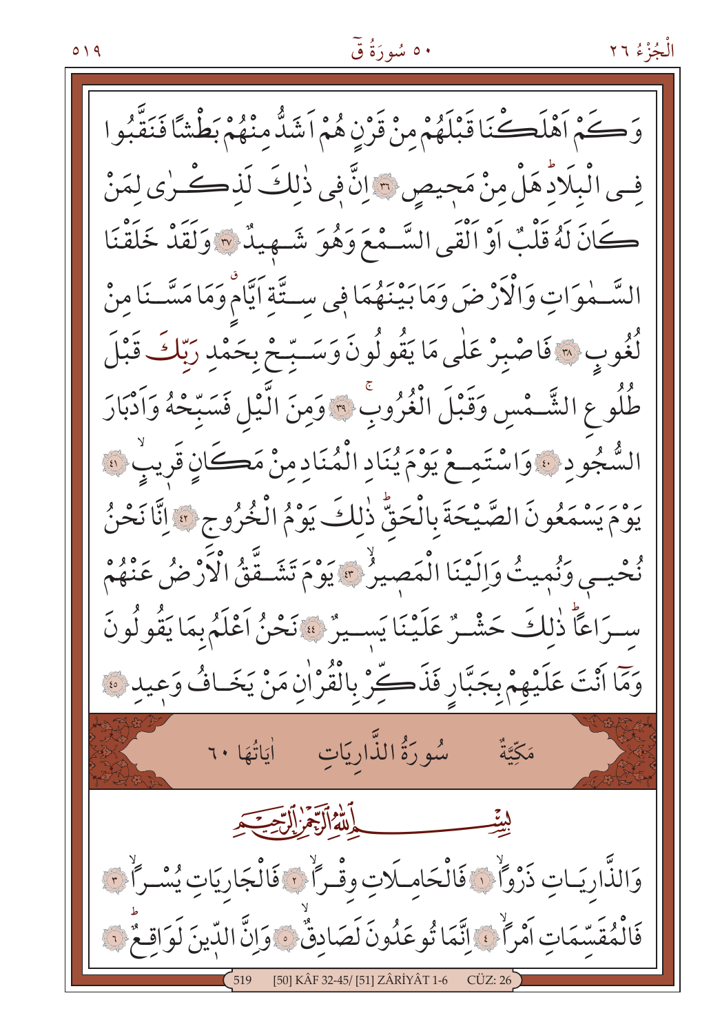وَكَمْ اَهْلَكْنَا قَبْلَهُمْ مِنْ قَرْنٍ هُمْ اَشَدُّ مِنْهُمْ بَطْشًا فَنَقَّبُوا فِي الْبِلَادِؕ هَلْ مِنْ مَحِيصٍ ﴿٣٦﴾ اِنَّ فِي ذٰلِكَ لَذِكْرٰى لِمَنْ كَانَ لَهُ قَلْبٌ اَوْ اَلْقَى السَّمْعَ وَهُوَ شَهِيدٌ ﴿٣٧﴾ وَلَقَدْ خَلَقْنَا السَّمٰوَاتِ وَالْاَرْضَ وَمَا بَيْنَهُمَا فِي سِتَّةِ اَيَّامٍۗ وَمَا مَسَّنَا مِنْ لُغُوبٍ ﴿٣٨﴾ فَاصْبِرْ عَلٰى مَا يَقُولُونَ وَسَبِّحْ بِحَمْدِ رَبِّكَ قَبْلَ طُلُوعِ الشَّمْسِ وَقَبْلَ الْغُرُوبِۚ ﴿٣٩﴾ وَمِنَ الَّيْلِ فَسَبِّحْهُ وَاَدْبَارَ السُّجُودِ ﴿٤٠﴾ وَاسْتَمِعْ يَوْمَ يُنَادِ الْمُنَادِ مِنْ مَكَانٍ قَرِيبٍۙ ﴿٤١﴾ يَوْمَ يَسْمَعُونَ الصَّيْحَةَ بِالْحَقِّۜ ذٰلِكَ يَوْمُ الْخُرُوجِ ﴿٤٢﴾ اِنَّا نَحْنُ نُحْيِي وَنُمِيتُ وَاِلَيْنَا الْمَصِيرُۙ ﴿٤٣﴾ يَوْمَ تَشَقَّقُ الْاَرْضُ عَنْهُمْ سِرَاعًاۜ ذٰلِكَ حَشْرٌ عَلَيْنَا يَسِيرٌ ﴿٤٤﴾ نَحْنُ اَعْلَمُ بِمَا يَقُولُونَ وَمَا اَنْتَ عَلَيْهِمْ بِجَبَّارٍ فَذَكِّرْ بِالْقُرْاٰنِ مَنْ يَخَافُ وَعِيدِ ﴿٤٥﴾

## مَكِّيَّةٌ سُورَةُ الذَّارِيَاتِ اٰيَاتُهَا ٦٠

بِسْمِ اللّٰهِ الرَّحْمٰنِ الرَّحِيمِ

وَالذَّارِيَاتِ ذَرْوًاۙ ﴿١﴾ فَالْحَامِلَاتِ وِقْرًاۙ ﴿٢﴾ فَالْجَارِيَاتِ يُسْرًاۙ ﴿٣﴾ فَالْمُقَسِّمَاتِ اَمْرًاۙ ﴿٤﴾ اِنَّمَا تُوعَدُونَ لَصَادِقٌۙ ﴿٥﴾ وَاِنَّ الدِّينَ لَوَاقِعٌۜ ﴿٦﴾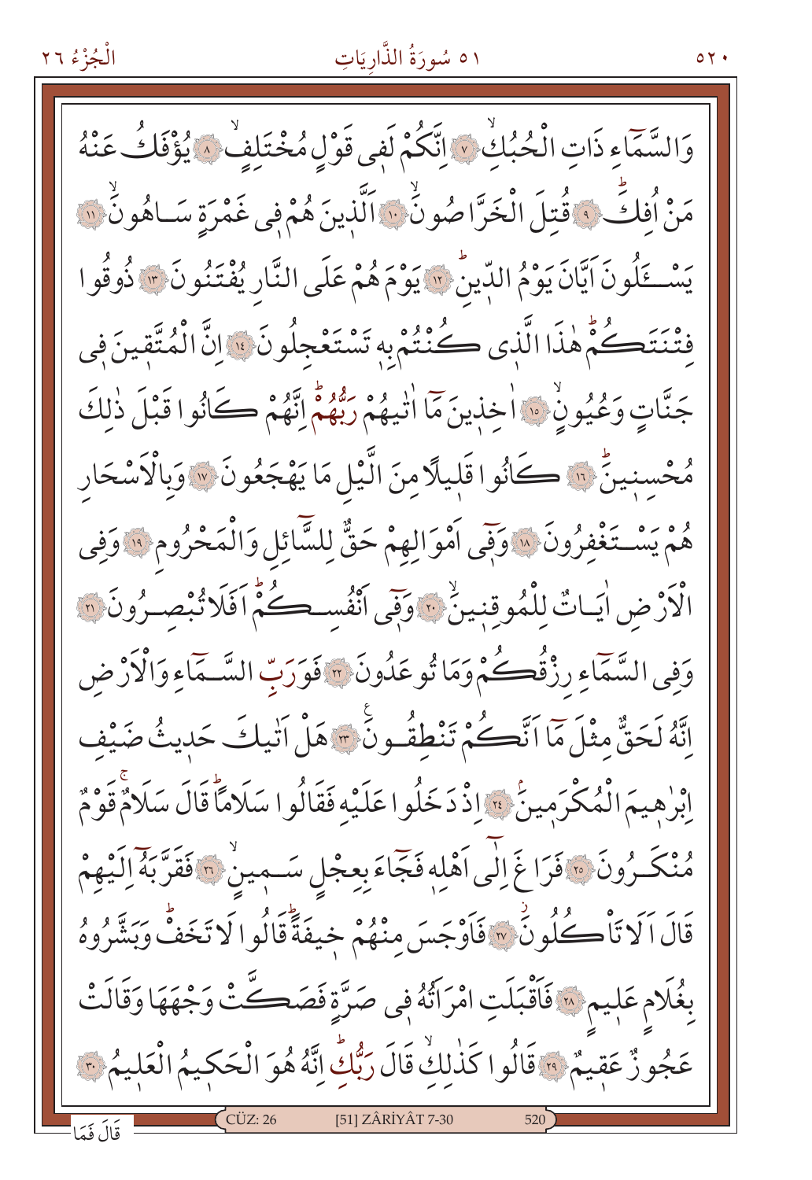وَالسَّمَٓاءِ ذَاتِ الْحُبُكِۙ ﴿٧﴾ اِنَّكُمْ لَفٖي قَوْلٍ مُخْتَلِفٍۙ ﴿٨﴾ يُؤْفَكُ عَنْهُ مَنْ اُفِكَۜ ﴿٩﴾ قُتِلَ الْخَرَّاصُونَۙ ﴿١٠﴾ اَلَّذٖينَ هُمْ فٖي غَمْرَةٍ سَاهُونَۙ ﴿١١﴾ يَسْـَٔلُونَ اَيَّانَ يَوْمُ الدّٖينِۜ ﴿١٢﴾ يَوْمَ هُمْ عَلَى النَّارِ يُفْتَنُونَ ﴿١٣﴾ ذُوقُوا فِتْنَتَكُمْۜ هٰذَا الَّذٖي كُنْتُمْ بِهٖ تَسْتَعْجِلُونَ ﴿١٤﴾ اِنَّ الْمُتَّقٖينَ فٖي جَنَّاتٍ وَعُيُونٍۙ ﴿١٥﴾ اٰخِذٖينَ مَٓا اٰتٰيهُمْ رَبُّهُمْۜ اِنَّهُمْ كَانُوا قَبْلَ ذٰلِكَ مُحْسِنٖينَۜ ﴿١٦﴾ كَانُوا قَلٖيلًا مِنَ الَّيْلِ مَا يَهْجَعُونَ ﴿١٧﴾ وَبِالْاَسْحَارِ هُمْ يَسْتَغْفِرُونَ ﴿١٨﴾ وَفٖٓي اَمْوَالِهِمْ حَقٌّ لِلسَّٓائِلِ وَالْمَحْرُومِ ﴿١٩﴾ وَفِي الْاَرْضِ اٰيَاتٌ لِلْمُوقِنٖينَۙ ﴿٢٠﴾ وَفٖٓي اَنْفُسِكُمْۜ اَفَلَا تُبْصِرُونَ ﴿٢١﴾ وَفِي السَّمَٓاءِ رِزْقُكُمْ وَمَا تُوعَدُونَ ﴿٢٢﴾ فَوَرَبِّ السَّمَٓاءِ وَالْاَرْضِ اِنَّهُ لَحَقٌّ مِثْلَ مَٓا اَنَّكُمْ تَنْطِقُونَ ﴿٢٣﴾ هَلْ اَتٰيكَ حَدٖيثُ ضَيْفِ اِبْرٰهٖيمَ الْمُكْرَمٖينَۢ ﴿٢٤﴾ اِذْ دَخَلُوا عَلَيْهِ فَقَالُوا سَلَامًاۜ قَالَ سَلَامٌۚ قَوْمٌ مُنْكَرُونَ ﴿٢٥﴾ فَرَاغَ اِلٰٓى اَهْلِهٖ فَجَٓاءَ بِعِجْلٍ سَمٖينٍۙ ﴿٢٦﴾ فَقَرَّبَهُٓ اِلَيْهِمْ قَالَ اَلَا تَأْكُلُونَۘ ﴿٢٧﴾ فَاَوْجَسَ مِنْهُمْ خٖيفَةًۜ قَالُوا لَا تَخَفْۜ وَبَشَّرُوهُ بِغُلَامٍ عَلٖيمٍ ﴿٢٨﴾ فَاَقْبَلَتِ امْرَاَتُهُ فٖي صَرَّةٍ فَصَكَّتْ وَجْهَهَا وَقَالَتْ عَجُوزٌ عَقٖيمٌ ﴿٢٩﴾ قَالُوا كَذٰلِكِۙ قَالَ رَبُّكِۜ اِنَّهُ هُوَ الْحَكٖيمُ الْعَلٖيمُ ﴿٣٠﴾